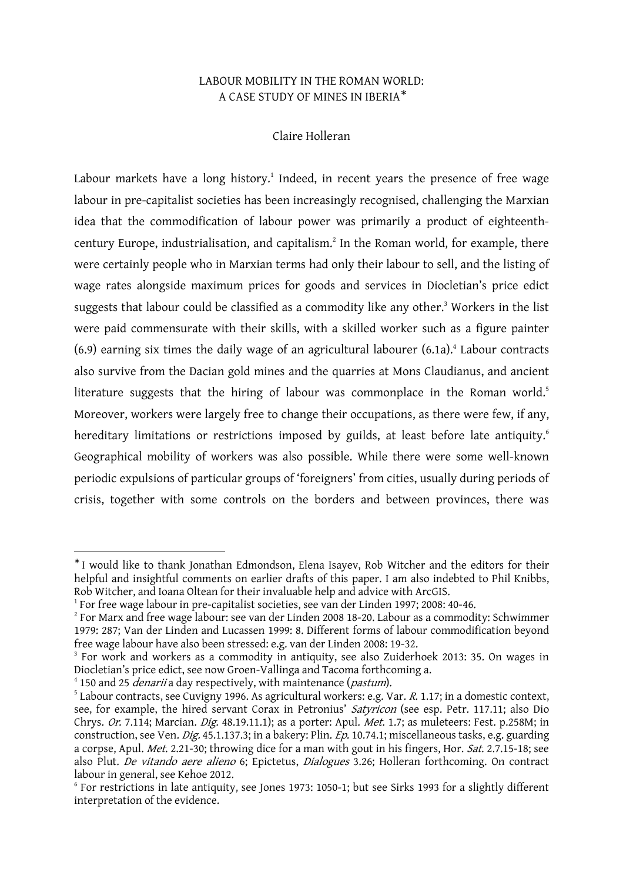# LABOUR MOBILITY IN THE ROMAN WORLD: A CASE STUDY OF MINES IN IBERIA*

Claire Holleran

Labour markets have a long history.[1] Indeed, in recent years the presence of free wage labour in pre-capitalist societies has been increasingly recognised, challenging the Marxian idea that the commodification of labour power was primarily a product of eighteenth-century Europe, industrialisation, and capitalism.[2] In the Roman world, for example, there were certainly people who in Marxian terms had only their labour to sell, and the listing of wage rates alongside maximum prices for goods and services in Diocletian's price edict suggests that labour could be classified as a commodity like any other.[3] Workers in the list were paid commensurate with their skills, with a skilled worker such as a figure painter (6.9) earning six times the daily wage of an agricultural labourer (6.1a).[4] Labour contracts also survive from the Dacian gold mines and the quarries at Mons Claudianus, and ancient literature suggests that the hiring of labour was commonplace in the Roman world.[5] Moreover, workers were largely free to change their occupations, as there were few, if any, hereditary limitations or restrictions imposed by guilds, at least before late antiquity.[6] Geographical mobility of workers was also possible. While there were some well-known periodic expulsions of particular groups of 'foreigners' from cities, usually during periods of crisis, together with some controls on the borders and between provinces, there was

---

* I would like to thank Jonathan Edmondson, Elena Isayev, Rob Witcher and the editors for their helpful and insightful comments on earlier drafts of this paper. I am also indebted to Phil Knibbs, Rob Witcher, and Ioana Oltean for their invaluable help and advice with ArcGIS.

[1] For free wage labour in pre-capitalist societies, see van der Linden 1997; 2008: 40-46.

[2] For Marx and free wage labour: see van der Linden 2008 18-20. Labour as a commodity: Schwimmer 1979: 287; Van der Linden and Lucassen 1999: 8. Different forms of labour commodification beyond free wage labour have also been stressed: e.g. van der Linden 2008: 19-32.

[3] For work and workers as a commodity in antiquity, see also Zuiderhoek 2013: 35. On wages in Diocletian's price edict, see now Groen-Vallinga and Tacoma forthcoming a.

[4] 150 and 25 *denarii* a day respectively, with maintenance (*pastum*).

[5] Labour contracts, see Cuvigny 1996. As agricultural workers: e.g. Var. *R.* 1.17; in a domestic context, see, for example, the hired servant Corax in Petronius' *Satyricon* (see esp. Petr. 117.11; also Dio Chrys. *Or.* 7.114; Marcian. *Dig.* 48.19.11.1); as a porter: Apul. *Met.* 1.7; as muleteers: Fest. p.258M; in construction, see Ven. *Dig.* 45.1.137.3; in a bakery: Plin. *Ep.* 10.74.1; miscellaneous tasks, e.g. guarding a corpse, Apul. *Met.* 2.21-30; throwing dice for a man with gout in his fingers, Hor. *Sat.* 2.7.15-18; see also Plut. *De vitando aere alieno* 6; Epictetus, *Dialogues* 3.26; Holleran forthcoming. On contract labour in general, see Kehoe 2012.

[6] For restrictions in late antiquity, see Jones 1973: 1050-1; but see Sirks 1993 for a slightly different interpretation of the evidence.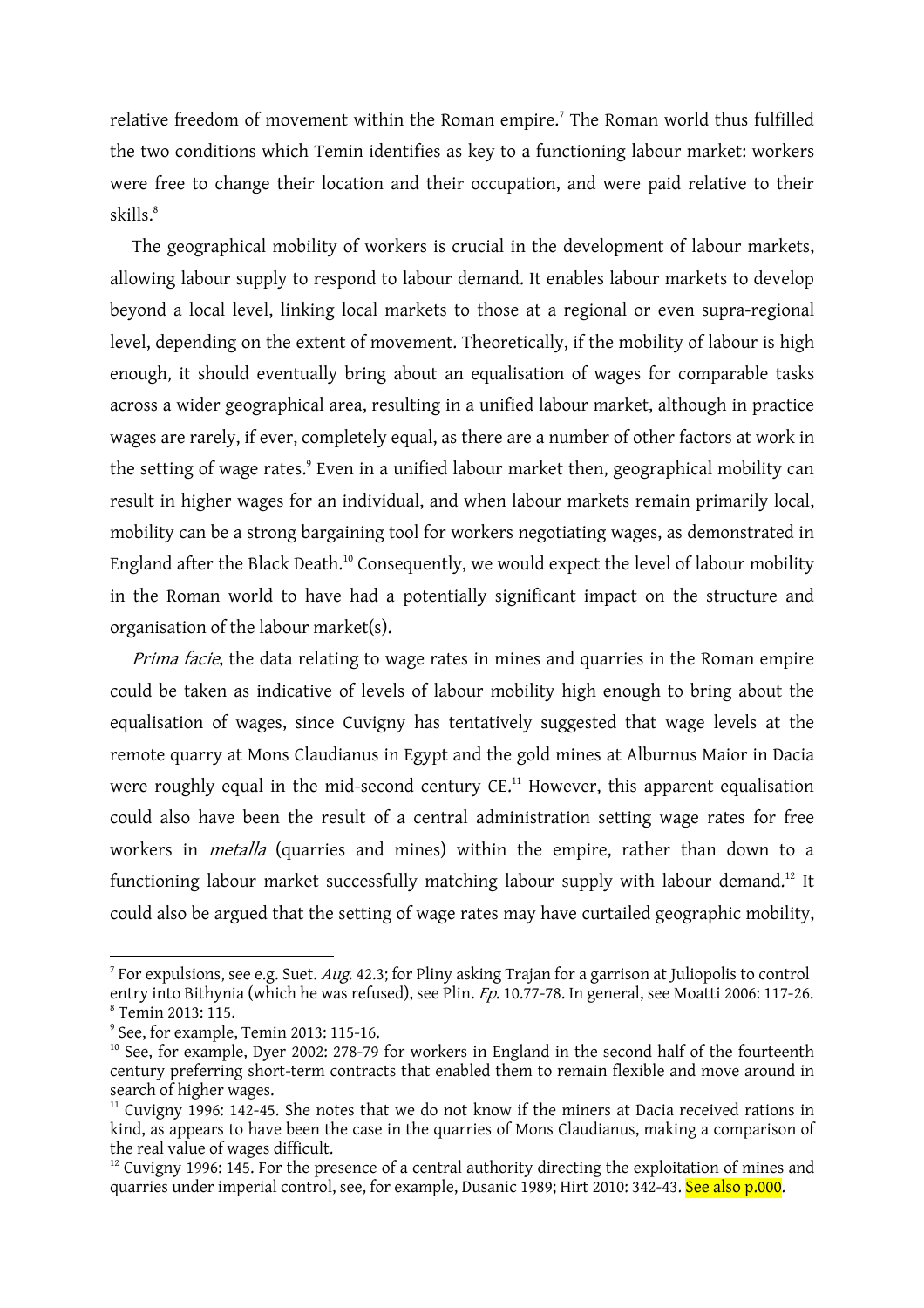relative freedom of movement within the Roman empire.[7] The Roman world thus fulfilled the two conditions which Temin identifies as key to a functioning labour market: workers were free to change their location and their occupation, and were paid relative to their skills.[8]

The geographical mobility of workers is crucial in the development of labour markets, allowing labour supply to respond to labour demand. It enables labour markets to develop beyond a local level, linking local markets to those at a regional or even supra-regional level, depending on the extent of movement. Theoretically, if the mobility of labour is high enough, it should eventually bring about an equalisation of wages for comparable tasks across a wider geographical area, resulting in a unified labour market, although in practice wages are rarely, if ever, completely equal, as there are a number of other factors at work in the setting of wage rates.[9] Even in a unified labour market then, geographical mobility can result in higher wages for an individual, and when labour markets remain primarily local, mobility can be a strong bargaining tool for workers negotiating wages, as demonstrated in England after the Black Death.[10] Consequently, we would expect the level of labour mobility in the Roman world to have had a potentially significant impact on the structure and organisation of the labour market(s).

*Prima facie*, the data relating to wage rates in mines and quarries in the Roman empire could be taken as indicative of levels of labour mobility high enough to bring about the equalisation of wages, since Cuvigny has tentatively suggested that wage levels at the remote quarry at Mons Claudianus in Egypt and the gold mines at Alburnus Maior in Dacia were roughly equal in the mid-second century CE.[11] However, this apparent equalisation could also have been the result of a central administration setting wage rates for free workers in *metalla* (quarries and mines) within the empire, rather than down to a functioning labour market successfully matching labour supply with labour demand.[12] It could also be argued that the setting of wage rates may have curtailed geographic mobility,

---

[7] For expulsions, see e.g. Suet. *Aug*. 42.3; for Pliny asking Trajan for a garrison at Juliopolis to control entry into Bithynia (which he was refused), see Plin. *Ep*. 10.77-78. In general, see Moatti 2006: 117-26.

[8] Temin 2013: 115.

[9] See, for example, Temin 2013: 115-16.

[10] See, for example, Dyer 2002: 278-79 for workers in England in the second half of the fourteenth century preferring short-term contracts that enabled them to remain flexible and move around in search of higher wages.

[11] Cuvigny 1996: 142-45. She notes that we do not know if the miners at Dacia received rations in kind, as appears to have been the case in the quarries of Mons Claudianus, making a comparison of the real value of wages difficult.

[12] Cuvigny 1996: 145. For the presence of a central authority directing the exploitation of mines and quarries under imperial control, see, for example, Dusanic 1989; Hirt 2010: 342-43. See also p.000.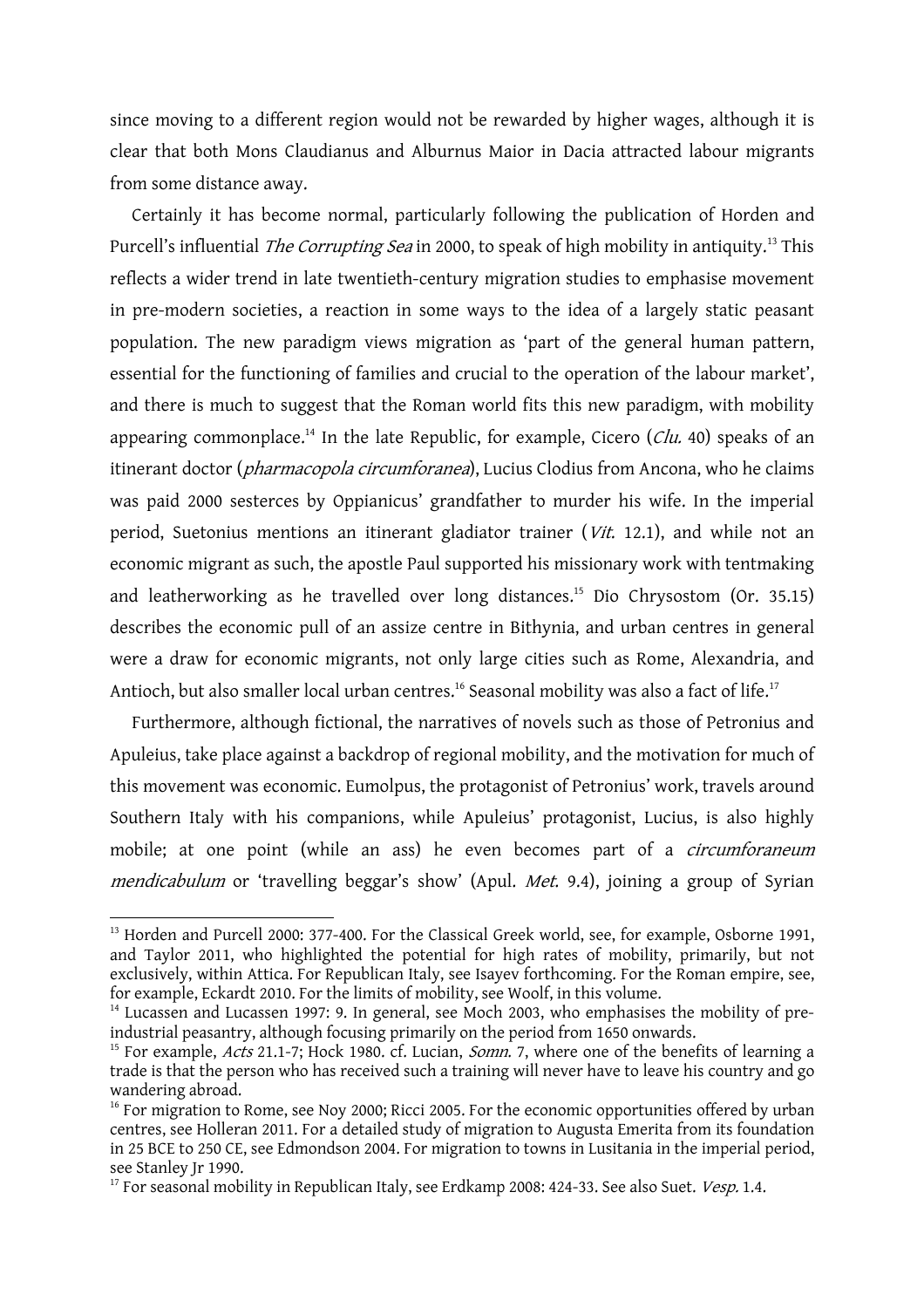since moving to a different region would not be rewarded by higher wages, although it is clear that both Mons Claudianus and Alburnus Maior in Dacia attracted labour migrants from some distance away.

Certainly it has become normal, particularly following the publication of Horden and Purcell's influential *The Corrupting Sea* in 2000, to speak of high mobility in antiquity.[13] This reflects a wider trend in late twentieth-century migration studies to emphasise movement in pre-modern societies, a reaction in some ways to the idea of a largely static peasant population. The new paradigm views migration as 'part of the general human pattern, essential for the functioning of families and crucial to the operation of the labour market', and there is much to suggest that the Roman world fits this new paradigm, with mobility appearing commonplace.[14] In the late Republic, for example, Cicero (*Clu.* 40) speaks of an itinerant doctor (*pharmacopola circumforanea*), Lucius Clodius from Ancona, who he claims was paid 2000 sesterces by Oppianicus' grandfather to murder his wife. In the imperial period, Suetonius mentions an itinerant gladiator trainer (*Vit.* 12.1), and while not an economic migrant as such, the apostle Paul supported his missionary work with tentmaking and leatherworking as he travelled over long distances.[15] Dio Chrysostom (Or. 35.15) describes the economic pull of an assize centre in Bithynia, and urban centres in general were a draw for economic migrants, not only large cities such as Rome, Alexandria, and Antioch, but also smaller local urban centres.[16] Seasonal mobility was also a fact of life.[17]

Furthermore, although fictional, the narratives of novels such as those of Petronius and Apuleius, take place against a backdrop of regional mobility, and the motivation for much of this movement was economic. Eumolpus, the protagonist of Petronius' work, travels around Southern Italy with his companions, while Apuleius' protagonist, Lucius, is also highly mobile; at one point (while an ass) he even becomes part of a *circumforaneum mendicabulum* or 'travelling beggar's show' (Apul. *Met.* 9.4), joining a group of Syrian

---

[13] Horden and Purcell 2000: 377-400. For the Classical Greek world, see, for example, Osborne 1991, and Taylor 2011, who highlighted the potential for high rates of mobility, primarily, but not exclusively, within Attica. For Republican Italy, see Isayev forthcoming. For the Roman empire, see, for example, Eckardt 2010. For the limits of mobility, see Woolf, in this volume.

[14] Lucassen and Lucassen 1997: 9. In general, see Moch 2003, who emphasises the mobility of pre-industrial peasantry, although focusing primarily on the period from 1650 onwards.

[15] For example, *Acts* 21.1-7; Hock 1980. cf. Lucian, *Somn.* 7, where one of the benefits of learning a trade is that the person who has received such a training will never have to leave his country and go wandering abroad.

[16] For migration to Rome, see Noy 2000; Ricci 2005. For the economic opportunities offered by urban centres, see Holleran 2011. For a detailed study of migration to Augusta Emerita from its foundation in 25 BCE to 250 CE, see Edmondson 2004. For migration to towns in Lusitania in the imperial period, see Stanley Jr 1990.

[17] For seasonal mobility in Republican Italy, see Erdkamp 2008: 424-33. See also Suet. *Vesp.* 1.4.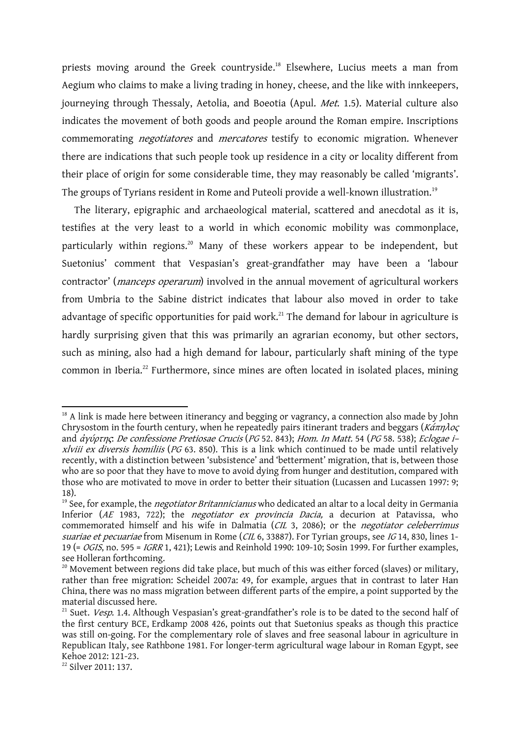priests moving around the Greek countryside.[18] Elsewhere, Lucius meets a man from Aegium who claims to make a living trading in honey, cheese, and the like with innkeepers, journeying through Thessaly, Aetolia, and Boeotia (Apul. *Met.* 1.5). Material culture also indicates the movement of both goods and people around the Roman empire. Inscriptions commemorating *negotiatores* and *mercatores* testify to economic migration. Whenever there are indications that such people took up residence in a city or locality different from their place of origin for some considerable time, they may reasonably be called 'migrants'. The groups of Tyrians resident in Rome and Puteoli provide a well-known illustration.[19]

The literary, epigraphic and archaeological material, scattered and anecdotal as it is, testifies at the very least to a world in which economic mobility was commonplace, particularly within regions.[20] Many of these workers appear to be independent, but Suetonius' comment that Vespasian's great-grandfather may have been a 'labour contractor' (*manceps operarum*) involved in the annual movement of agricultural workers from Umbria to the Sabine district indicates that labour also moved in order to take advantage of specific opportunities for paid work.[21] The demand for labour in agriculture is hardly surprising given that this was primarily an agrarian economy, but other sectors, such as mining, also had a high demand for labour, particularly shaft mining of the type common in Iberia.[22] Furthermore, since mines are often located in isolated places, mining

---

[18] A link is made here between itinerancy and begging or vagrancy, a connection also made by John Chrysostom in the fourth century, when he repeatedly pairs itinerant traders and beggars (*Κάπηλος* and *ἀγύρτης*: *De confessione Pretiosae Crucis* (*PG* 52. 843); *Hom. In Matt.* 54 (*PG* 58. 538); *Eclogae i–xlviii ex diversis homiliis* (*PG* 63. 850). This is a link which continued to be made until relatively recently, with a distinction between 'subsistence' and 'betterment' migration, that is, between those who are so poor that they have to move to avoid dying from hunger and destitution, compared with those who are motivated to move in order to better their situation (Lucassen and Lucassen 1997: 9; 18).

[19] See, for example, the *negotiator Britannicianus* who dedicated an altar to a local deity in Germania Inferior (*AE* 1983, 722); the *negotiator ex provincia Dacia,* a decurion at Patavissa, who commemorated himself and his wife in Dalmatia (*CIL* 3, 2086); or the *negotiator celeberrimus suariae et pecuariae* from Misenum in Rome (*CIL* 6, 33887). For Tyrian groups, see *IG* 14, 830, lines 1-19 (= *OGIS*, no. 595 = *IGRR* 1, 421); Lewis and Reinhold 1990: 109-10; Sosin 1999. For further examples, see Holleran forthcoming.

[20] Movement between regions did take place, but much of this was either forced (slaves) or military, rather than free migration: Scheidel 2007a: 49, for example, argues that in contrast to later Han China, there was no mass migration between different parts of the empire, a point supported by the material discussed here.

[21] Suet. *Vesp.* 1.4. Although Vespasian's great-grandfather's role is to be dated to the second half of the first century BCE, Erdkamp 2008 426, points out that Suetonius speaks as though this practice was still on-going. For the complementary role of slaves and free seasonal labour in agriculture in Republican Italy, see Rathbone 1981. For longer-term agricultural wage labour in Roman Egypt, see Kehoe 2012: 121-23.

[22] Silver 2011: 137.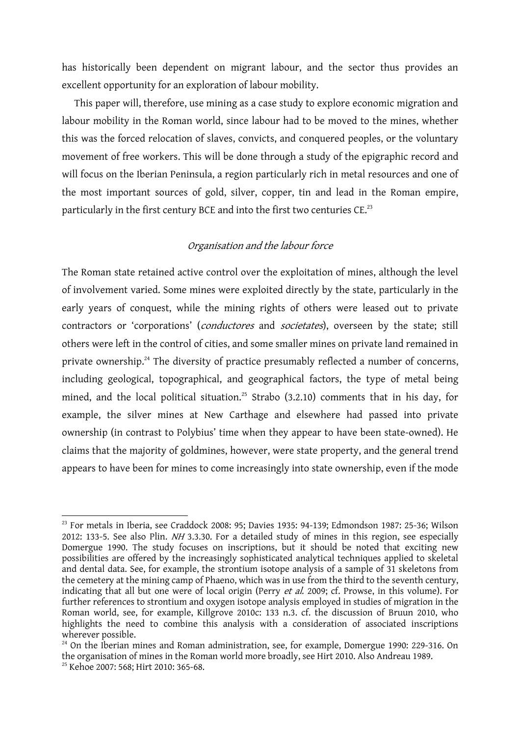has historically been dependent on migrant labour, and the sector thus provides an excellent opportunity for an exploration of labour mobility.

This paper will, therefore, use mining as a case study to explore economic migration and labour mobility in the Roman world, since labour had to be moved to the mines, whether this was the forced relocation of slaves, convicts, and conquered peoples, or the voluntary movement of free workers. This will be done through a study of the epigraphic record and will focus on the Iberian Peninsula, a region particularly rich in metal resources and one of the most important sources of gold, silver, copper, tin and lead in the Roman empire, particularly in the first century BCE and into the first two centuries CE.[23]

### *Organisation and the labour force*

The Roman state retained active control over the exploitation of mines, although the level of involvement varied. Some mines were exploited directly by the state, particularly in the early years of conquest, while the mining rights of others were leased out to private contractors or 'corporations' (*conductores* and *societates*), overseen by the state; still others were left in the control of cities, and some smaller mines on private land remained in private ownership.[24] The diversity of practice presumably reflected a number of concerns, including geological, topographical, and geographical factors, the type of metal being mined, and the local political situation.[25] Strabo (3.2.10) comments that in his day, for example, the silver mines at New Carthage and elsewhere had passed into private ownership (in contrast to Polybius' time when they appear to have been state-owned). He claims that the majority of goldmines, however, were state property, and the general trend appears to have been for mines to come increasingly into state ownership, even if the mode

---

[23] For metals in Iberia, see Craddock 2008: 95; Davies 1935: 94-139; Edmondson 1987: 25-36; Wilson 2012: 133-5. See also Plin. *NH* 3.3.30. For a detailed study of mines in this region, see especially Domergue 1990. The study focuses on inscriptions, but it should be noted that exciting new possibilities are offered by the increasingly sophisticated analytical techniques applied to skeletal and dental data. See, for example, the strontium isotope analysis of a sample of 31 skeletons from the cemetery at the mining camp of Phaeno, which was in use from the third to the seventh century, indicating that all but one were of local origin (Perry *et al.* 2009; cf. Prowse, in this volume). For further references to strontium and oxygen isotope analysis employed in studies of migration in the Roman world, see, for example, Killgrove 2010c: 133 n.3. cf. the discussion of Bruun 2010, who highlights the need to combine this analysis with a consideration of associated inscriptions wherever possible.

[24] On the Iberian mines and Roman administration, see, for example, Domergue 1990: 229-316. On the organisation of mines in the Roman world more broadly, see Hirt 2010. Also Andreau 1989.

[25] Kehoe 2007: 568; Hirt 2010: 365-68.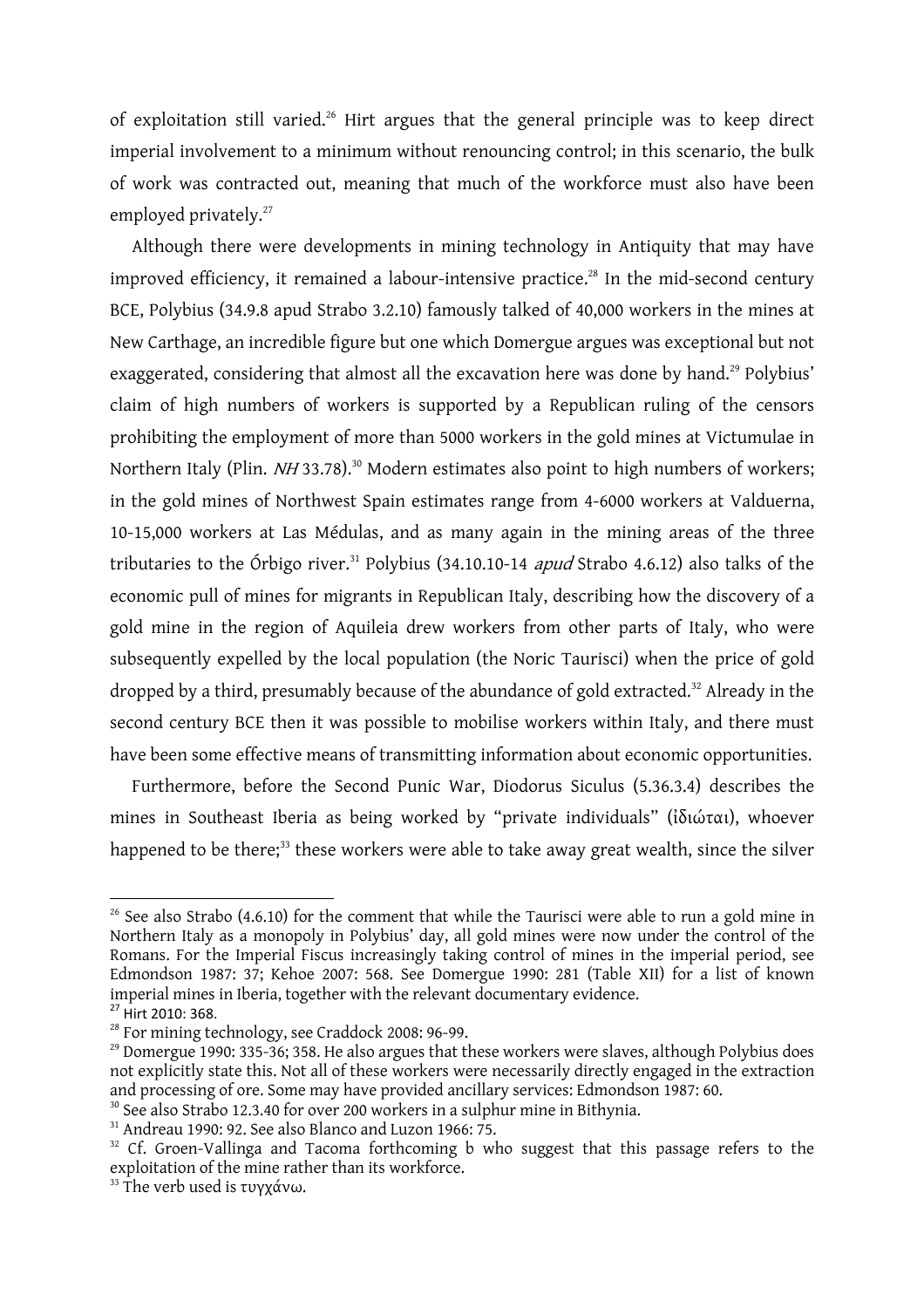of exploitation still varied.[26] Hirt argues that the general principle was to keep direct imperial involvement to a minimum without renouncing control; in this scenario, the bulk of work was contracted out, meaning that much of the workforce must also have been employed privately.[27]

Although there were developments in mining technology in Antiquity that may have improved efficiency, it remained a labour-intensive practice.[28] In the mid-second century BCE, Polybius (34.9.8 apud Strabo 3.2.10) famously talked of 40,000 workers in the mines at New Carthage, an incredible figure but one which Domergue argues was exceptional but not exaggerated, considering that almost all the excavation here was done by hand.[29] Polybius' claim of high numbers of workers is supported by a Republican ruling of the censors prohibiting the employment of more than 5000 workers in the gold mines at Victumulae in Northern Italy (Plin. *NH* 33.78).[30] Modern estimates also point to high numbers of workers; in the gold mines of Northwest Spain estimates range from 4-6000 workers at Valduerna, 10-15,000 workers at Las Médulas, and as many again in the mining areas of the three tributaries to the Órbigo river.[31] Polybius (34.10.10-14 *apud* Strabo 4.6.12) also talks of the economic pull of mines for migrants in Republican Italy, describing how the discovery of a gold mine in the region of Aquileia drew workers from other parts of Italy, who were subsequently expelled by the local population (the Noric Taurisci) when the price of gold dropped by a third, presumably because of the abundance of gold extracted.[32] Already in the second century BCE then it was possible to mobilise workers within Italy, and there must have been some effective means of transmitting information about economic opportunities.

Furthermore, before the Second Punic War, Diodorus Siculus (5.36.3.4) describes the mines in Southeast Iberia as being worked by "private individuals" (ἰδιώται), whoever happened to be there;[33] these workers were able to take away great wealth, since the silver

---

[26] See also Strabo (4.6.10) for the comment that while the Taurisci were able to run a gold mine in Northern Italy as a monopoly in Polybius' day, all gold mines were now under the control of the Romans. For the Imperial Fiscus increasingly taking control of mines in the imperial period, see Edmondson 1987: 37; Kehoe 2007: 568. See Domergue 1990: 281 (Table XII) for a list of known imperial mines in Iberia, together with the relevant documentary evidence.

[27] Hirt 2010: 368.

[28] For mining technology, see Craddock 2008: 96-99.

[29] Domergue 1990: 335-36; 358. He also argues that these workers were slaves, although Polybius does not explicitly state this. Not all of these workers were necessarily directly engaged in the extraction and processing of ore. Some may have provided ancillary services: Edmondson 1987: 60.

[30] See also Strabo 12.3.40 for over 200 workers in a sulphur mine in Bithynia.

[31] Andreau 1990: 92. See also Blanco and Luzon 1966: 75.

[32] Cf. Groen-Vallinga and Tacoma forthcoming b who suggest that this passage refers to the exploitation of the mine rather than its workforce.

[33] The verb used is τυγχάνω.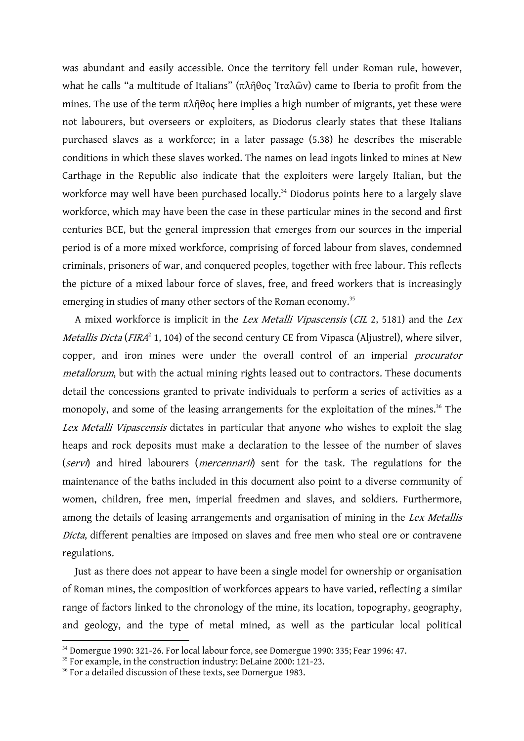was abundant and easily accessible. Once the territory fell under Roman rule, however, what he calls "a multitude of Italians" (πλῆθος Ἰταλῶν) came to Iberia to profit from the mines. The use of the term πλῆθος here implies a high number of migrants, yet these were not labourers, but overseers or exploiters, as Diodorus clearly states that these Italians purchased slaves as a workforce; in a later passage (5.38) he describes the miserable conditions in which these slaves worked. The names on lead ingots linked to mines at New Carthage in the Republic also indicate that the exploiters were largely Italian, but the workforce may well have been purchased locally.[34] Diodorus points here to a largely slave workforce, which may have been the case in these particular mines in the second and first centuries BCE, but the general impression that emerges from our sources in the imperial period is of a more mixed workforce, comprising of forced labour from slaves, condemned criminals, prisoners of war, and conquered peoples, together with free labour. This reflects the picture of a mixed labour force of slaves, free, and freed workers that is increasingly emerging in studies of many other sectors of the Roman economy.[35]

A mixed workforce is implicit in the *Lex Metalli Vipascensis* (*CIL* 2, 5181) and the *Lex Metallis Dicta* (*FIRA*[2] 1, 104) of the second century CE from Vipasca (Aljustrel), where silver, copper, and iron mines were under the overall control of an imperial *procurator metallorum*, but with the actual mining rights leased out to contractors. These documents detail the concessions granted to private individuals to perform a series of activities as a monopoly, and some of the leasing arrangements for the exploitation of the mines.[36] The *Lex Metalli Vipascensis* dictates in particular that anyone who wishes to exploit the slag heaps and rock deposits must make a declaration to the lessee of the number of slaves (*servi*) and hired labourers (*mercennarii*) sent for the task. The regulations for the maintenance of the baths included in this document also point to a diverse community of women, children, free men, imperial freedmen and slaves, and soldiers. Furthermore, among the details of leasing arrangements and organisation of mining in the *Lex Metallis Dicta*, different penalties are imposed on slaves and free men who steal ore or contravene regulations.

Just as there does not appear to have been a single model for ownership or organisation of Roman mines, the composition of workforces appears to have varied, reflecting a similar range of factors linked to the chronology of the mine, its location, topography, geography, and geology, and the type of metal mined, as well as the particular local political

[34] Domergue 1990: 321-26. For local labour force, see Domergue 1990: 335; Fear 1996: 47.

[35] For example, in the construction industry: DeLaine 2000: 121-23.

[36] For a detailed discussion of these texts, see Domergue 1983.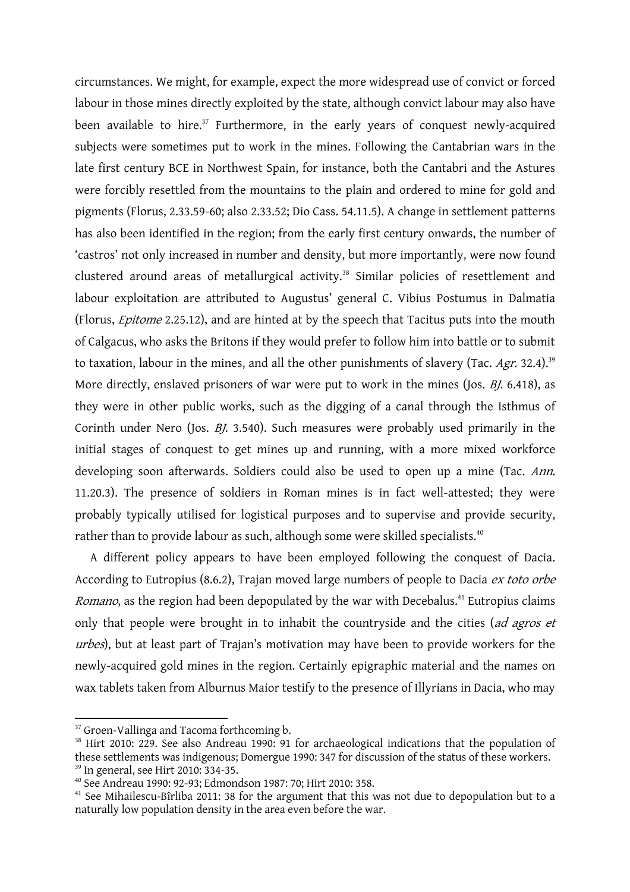circumstances. We might, for example, expect the more widespread use of convict or forced labour in those mines directly exploited by the state, although convict labour may also have been available to hire.[37] Furthermore, in the early years of conquest newly-acquired subjects were sometimes put to work in the mines. Following the Cantabrian wars in the late first century BCE in Northwest Spain, for instance, both the Cantabri and the Astures were forcibly resettled from the mountains to the plain and ordered to mine for gold and pigments (Florus, 2.33.59-60; also 2.33.52; Dio Cass. 54.11.5). A change in settlement patterns has also been identified in the region; from the early first century onwards, the number of 'castros' not only increased in number and density, but more importantly, were now found clustered around areas of metallurgical activity.[38] Similar policies of resettlement and labour exploitation are attributed to Augustus' general C. Vibius Postumus in Dalmatia (Florus, *Epitome* 2.25.12), and are hinted at by the speech that Tacitus puts into the mouth of Calgacus, who asks the Britons if they would prefer to follow him into battle or to submit to taxation, labour in the mines, and all the other punishments of slavery (Tac. *Agr.* 32.4).[39] More directly, enslaved prisoners of war were put to work in the mines (Jos. *BJ.* 6.418), as they were in other public works, such as the digging of a canal through the Isthmus of Corinth under Nero (Jos. *BJ.* 3.540). Such measures were probably used primarily in the initial stages of conquest to get mines up and running, with a more mixed workforce developing soon afterwards. Soldiers could also be used to open up a mine (Tac. *Ann.* 11.20.3). The presence of soldiers in Roman mines is in fact well-attested; they were probably typically utilised for logistical purposes and to supervise and provide security, rather than to provide labour as such, although some were skilled specialists.[40]

A different policy appears to have been employed following the conquest of Dacia. According to Eutropius (8.6.2), Trajan moved large numbers of people to Dacia *ex toto orbe Romano*, as the region had been depopulated by the war with Decebalus.[41] Eutropius claims only that people were brought in to inhabit the countryside and the cities (*ad agros et urbes*), but at least part of Trajan's motivation may have been to provide workers for the newly-acquired gold mines in the region. Certainly epigraphic material and the names on wax tablets taken from Alburnus Maior testify to the presence of Illyrians in Dacia, who may

---

[37] Groen-Vallinga and Tacoma forthcoming b.

[38] Hirt 2010: 229. See also Andreau 1990: 91 for archaeological indications that the population of these settlements was indigenous; Domergue 1990: 347 for discussion of the status of these workers.

[39] In general, see Hirt 2010: 334-35.

[40] See Andreau 1990: 92-93; Edmondson 1987: 70; Hirt 2010: 358.

[41] See Mihailescu-Bîrliba 2011: 38 for the argument that this was not due to depopulation but to a naturally low population density in the area even before the war.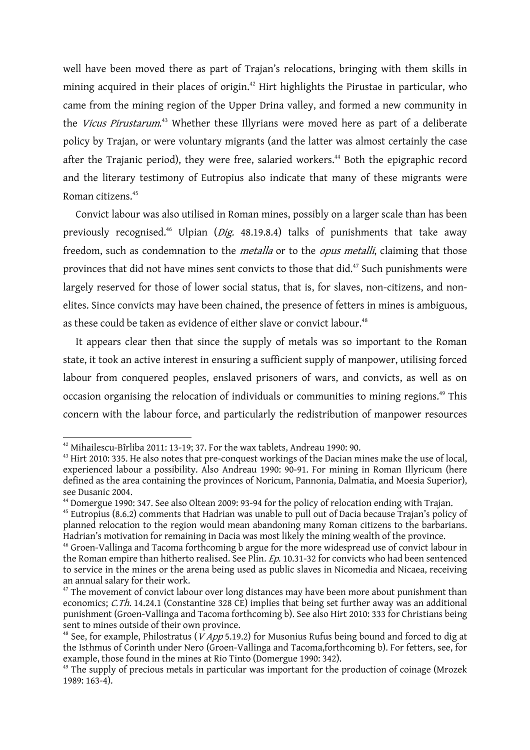well have been moved there as part of Trajan's relocations, bringing with them skills in mining acquired in their places of origin.[42] Hirt highlights the Pirustae in particular, who came from the mining region of the Upper Drina valley, and formed a new community in the *Vicus Pirustarum*.[43] Whether these Illyrians were moved here as part of a deliberate policy by Trajan, or were voluntary migrants (and the latter was almost certainly the case after the Trajanic period), they were free, salaried workers.[44] Both the epigraphic record and the literary testimony of Eutropius also indicate that many of these migrants were Roman citizens.[45]

Convict labour was also utilised in Roman mines, possibly on a larger scale than has been previously recognised.[46] Ulpian (*Dig.* 48.19.8.4) talks of punishments that take away freedom, such as condemnation to the *metalla* or to the *opus metalli*, claiming that those provinces that did not have mines sent convicts to those that did.[47] Such punishments were largely reserved for those of lower social status, that is, for slaves, non-citizens, and non-elites. Since convicts may have been chained, the presence of fetters in mines is ambiguous, as these could be taken as evidence of either slave or convict labour.[48]

It appears clear then that since the supply of metals was so important to the Roman state, it took an active interest in ensuring a sufficient supply of manpower, utilising forced labour from conquered peoples, enslaved prisoners of wars, and convicts, as well as on occasion organising the relocation of individuals or communities to mining regions.[49] This concern with the labour force, and particularly the redistribution of manpower resources

---

[42] Mihailescu-Bîrliba 2011: 13-19; 37. For the wax tablets, Andreau 1990: 90.

[43] Hirt 2010: 335. He also notes that pre-conquest workings of the Dacian mines make the use of local, experienced labour a possibility. Also Andreau 1990: 90-91. For mining in Roman Illyricum (here defined as the area containing the provinces of Noricum, Pannonia, Dalmatia, and Moesia Superior), see Dusanic 2004.

[44] Domergue 1990: 347. See also Oltean 2009: 93-94 for the policy of relocation ending with Trajan.

[45] Eutropius (8.6.2) comments that Hadrian was unable to pull out of Dacia because Trajan's policy of planned relocation to the region would mean abandoning many Roman citizens to the barbarians. Hadrian's motivation for remaining in Dacia was most likely the mining wealth of the province.

[46] Groen-Vallinga and Tacoma forthcoming b argue for the more widespread use of convict labour in the Roman empire than hitherto realised. See Plin. *Ep.* 10.31-32 for convicts who had been sentenced to service in the mines or the arena being used as public slaves in Nicomedia and Nicaea, receiving an annual salary for their work.

[47] The movement of convict labour over long distances may have been more about punishment than economics; *C.Th.* 14.24.1 (Constantine 328 CE) implies that being set further away was an additional punishment (Groen-Vallinga and Tacoma forthcoming b). See also Hirt 2010: 333 for Christians being sent to mines outside of their own province.

[48] See, for example, Philostratus (*V App* 5.19.2) for Musonius Rufus being bound and forced to dig at the Isthmus of Corinth under Nero (Groen-Vallinga and Tacoma,forthcoming b). For fetters, see, for example, those found in the mines at Rio Tinto (Domergue 1990: 342).

[49] The supply of precious metals in particular was important for the production of coinage (Mrozek 1989: 163-4).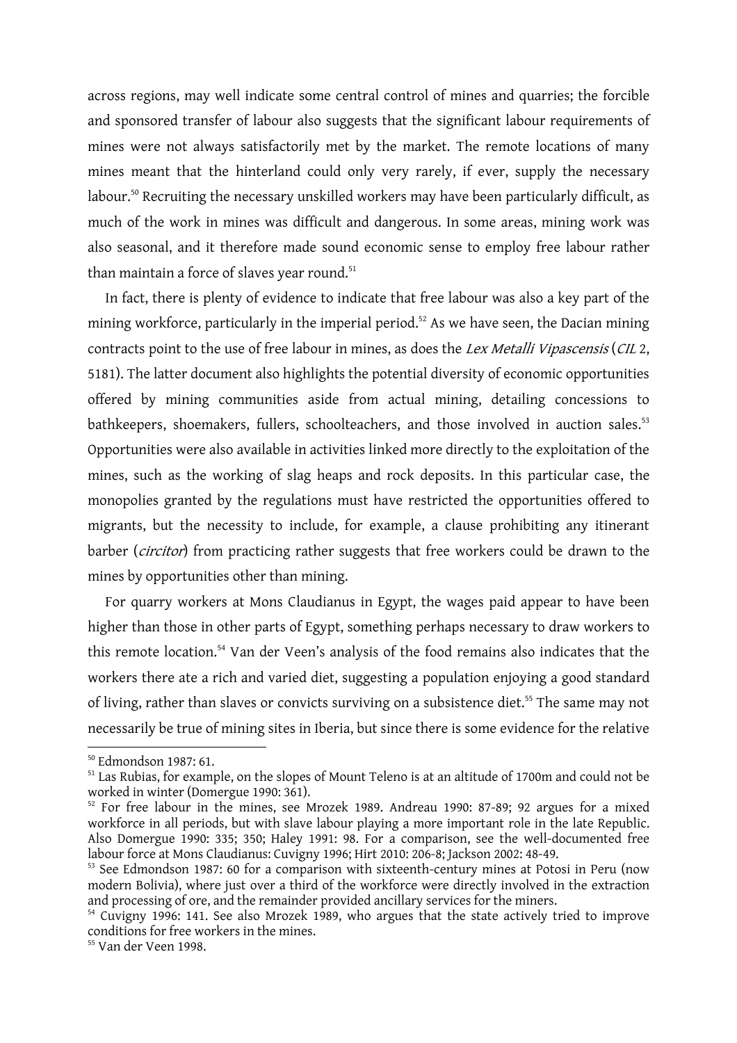across regions, may well indicate some central control of mines and quarries; the forcible and sponsored transfer of labour also suggests that the significant labour requirements of mines were not always satisfactorily met by the market. The remote locations of many mines meant that the hinterland could only very rarely, if ever, supply the necessary labour.[50] Recruiting the necessary unskilled workers may have been particularly difficult, as much of the work in mines was difficult and dangerous. In some areas, mining work was also seasonal, and it therefore made sound economic sense to employ free labour rather than maintain a force of slaves year round.[51]

In fact, there is plenty of evidence to indicate that free labour was also a key part of the mining workforce, particularly in the imperial period.[52] As we have seen, the Dacian mining contracts point to the use of free labour in mines, as does the *Lex Metalli Vipascensis* (*CIL* 2, 5181). The latter document also highlights the potential diversity of economic opportunities offered by mining communities aside from actual mining, detailing concessions to bathkeepers, shoemakers, fullers, schoolteachers, and those involved in auction sales.[53] Opportunities were also available in activities linked more directly to the exploitation of the mines, such as the working of slag heaps and rock deposits. In this particular case, the monopolies granted by the regulations must have restricted the opportunities offered to migrants, but the necessity to include, for example, a clause prohibiting any itinerant barber (*circitor*) from practicing rather suggests that free workers could be drawn to the mines by opportunities other than mining.

For quarry workers at Mons Claudianus in Egypt, the wages paid appear to have been higher than those in other parts of Egypt, something perhaps necessary to draw workers to this remote location.[54] Van der Veen's analysis of the food remains also indicates that the workers there ate a rich and varied diet, suggesting a population enjoying a good standard of living, rather than slaves or convicts surviving on a subsistence diet.[55] The same may not necessarily be true of mining sites in Iberia, but since there is some evidence for the relative

---

[50] Edmondson 1987: 61.

[51] Las Rubias, for example, on the slopes of Mount Teleno is at an altitude of 1700m and could not be worked in winter (Domergue 1990: 361).

[52] For free labour in the mines, see Mrozek 1989. Andreau 1990: 87-89; 92 argues for a mixed workforce in all periods, but with slave labour playing a more important role in the late Republic. Also Domergue 1990: 335; 350; Haley 1991: 98. For a comparison, see the well-documented free labour force at Mons Claudianus: Cuvigny 1996; Hirt 2010: 206-8; Jackson 2002: 48-49.

[53] See Edmondson 1987: 60 for a comparison with sixteenth-century mines at Potosi in Peru (now modern Bolivia), where just over a third of the workforce were directly involved in the extraction and processing of ore, and the remainder provided ancillary services for the miners.

[54] Cuvigny 1996: 141. See also Mrozek 1989, who argues that the state actively tried to improve conditions for free workers in the mines.

[55] Van der Veen 1998.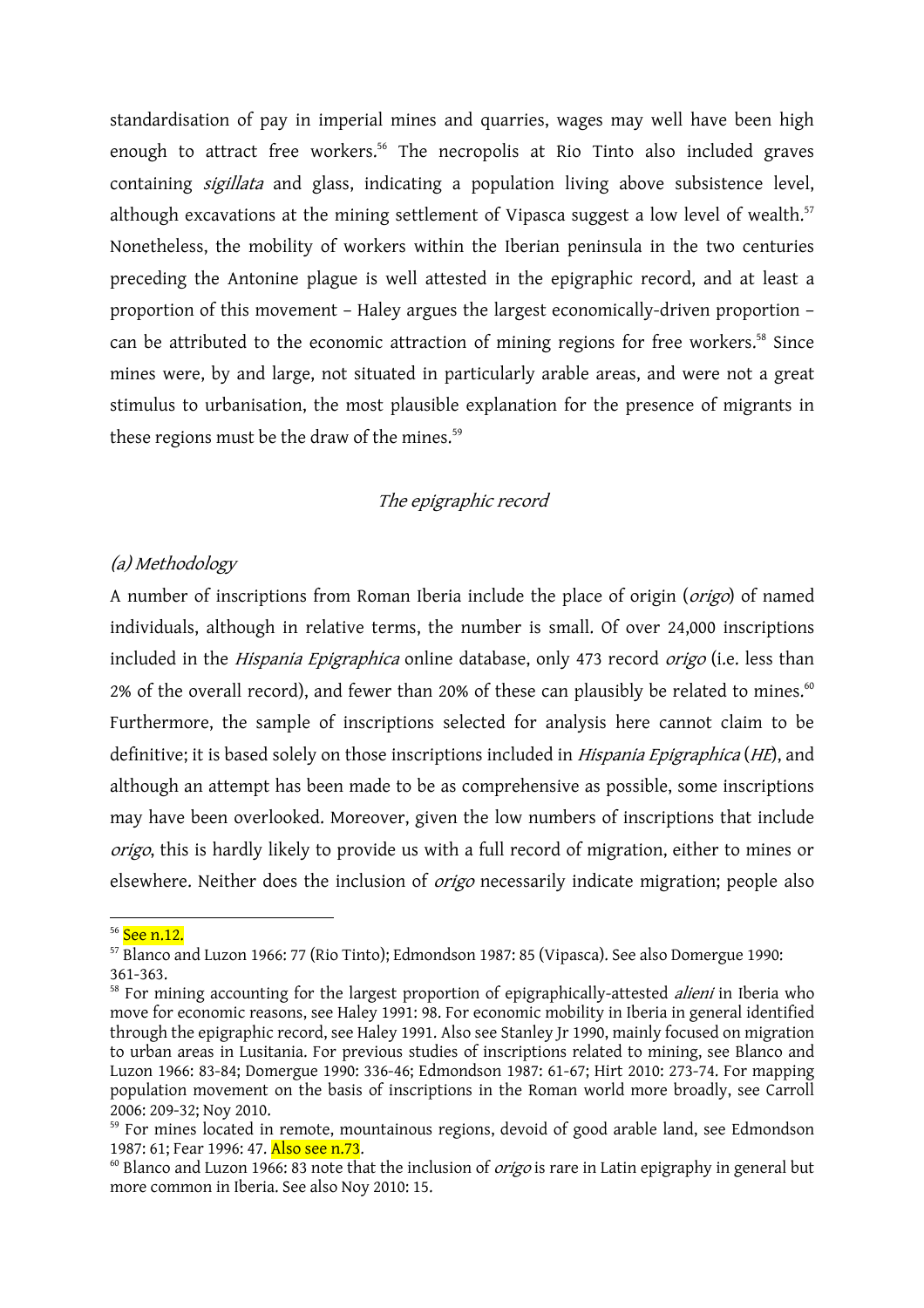standardisation of pay in imperial mines and quarries, wages may well have been high enough to attract free workers.[56] The necropolis at Rio Tinto also included graves containing *sigillata* and glass, indicating a population living above subsistence level, although excavations at the mining settlement of Vipasca suggest a low level of wealth.[57] Nonetheless, the mobility of workers within the Iberian peninsula in the two centuries preceding the Antonine plague is well attested in the epigraphic record, and at least a proportion of this movement – Haley argues the largest economically-driven proportion – can be attributed to the economic attraction of mining regions for free workers.[58] Since mines were, by and large, not situated in particularly arable areas, and were not a great stimulus to urbanisation, the most plausible explanation for the presence of migrants in these regions must be the draw of the mines.[59]

## *The epigraphic record*

### *(a) Methodology*

A number of inscriptions from Roman Iberia include the place of origin (*origo*) of named individuals, although in relative terms, the number is small. Of over 24,000 inscriptions included in the *Hispania Epigraphica* online database, only 473 record *origo* (i.e. less than 2% of the overall record), and fewer than 20% of these can plausibly be related to mines.[60] Furthermore, the sample of inscriptions selected for analysis here cannot claim to be definitive; it is based solely on those inscriptions included in *Hispania Epigraphica* (*HE*), and although an attempt has been made to be as comprehensive as possible, some inscriptions may have been overlooked. Moreover, given the low numbers of inscriptions that include *origo*, this is hardly likely to provide us with a full record of migration, either to mines or elsewhere. Neither does the inclusion of *origo* necessarily indicate migration; people also

---

[56] See n.12.

[57] Blanco and Luzon 1966: 77 (Rio Tinto); Edmondson 1987: 85 (Vipasca). See also Domergue 1990: 361-363.

[58] For mining accounting for the largest proportion of epigraphically-attested *alieni* in Iberia who move for economic reasons, see Haley 1991: 98. For economic mobility in Iberia in general identified through the epigraphic record, see Haley 1991. Also see Stanley Jr 1990, mainly focused on migration to urban areas in Lusitania. For previous studies of inscriptions related to mining, see Blanco and Luzon 1966: 83-84; Domergue 1990: 336-46; Edmondson 1987: 61-67; Hirt 2010: 273-74. For mapping population movement on the basis of inscriptions in the Roman world more broadly, see Carroll 2006: 209-32; Noy 2010.

[59] For mines located in remote, mountainous regions, devoid of good arable land, see Edmondson 1987: 61; Fear 1996: 47. Also see n.73.

[60] Blanco and Luzon 1966: 83 note that the inclusion of *origo* is rare in Latin epigraphy in general but more common in Iberia. See also Noy 2010: 15.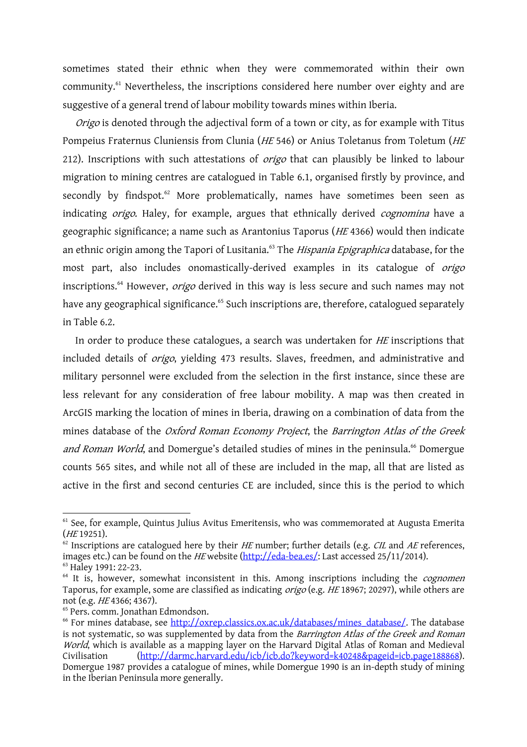sometimes stated their ethnic when they were commemorated within their own community.[61] Nevertheless, the inscriptions considered here number over eighty and are suggestive of a general trend of labour mobility towards mines within Iberia.

*Origo* is denoted through the adjectival form of a town or city, as for example with Titus Pompeius Fraternus Cluniensis from Clunia (*HE* 546) or Anius Toletanus from Toletum (*HE* 212). Inscriptions with such attestations of *origo* that can plausibly be linked to labour migration to mining centres are catalogued in Table 6.1, organised firstly by province, and secondly by findspot.[62] More problematically, names have sometimes been seen as indicating *origo*. Haley, for example, argues that ethnically derived *cognomina* have a geographic significance; a name such as Arantonius Taporus (*HE* 4366) would then indicate an ethnic origin among the Tapori of Lusitania.[63] The *Hispania Epigraphica* database, for the most part, also includes onomastically-derived examples in its catalogue of *origo* inscriptions.[64] However, *origo* derived in this way is less secure and such names may not have any geographical significance.[65] Such inscriptions are, therefore, catalogued separately in Table 6.2.

In order to produce these catalogues, a search was undertaken for *HE* inscriptions that included details of *origo*, yielding 473 results. Slaves, freedmen, and administrative and military personnel were excluded from the selection in the first instance, since these are less relevant for any consideration of free labour mobility. A map was then created in ArcGIS marking the location of mines in Iberia, drawing on a combination of data from the mines database of the *Oxford Roman Economy Project*, the *Barrington Atlas of the Greek and Roman World*, and Domergue's detailed studies of mines in the peninsula.[66] Domergue counts 565 sites, and while not all of these are included in the map, all that are listed as active in the first and second centuries CE are included, since this is the period to which

---

[61] See, for example, Quintus Julius Avitus Emeritensis, who was commemorated at Augusta Emerita (*HE* 19251).

[62] Inscriptions are catalogued here by their *HE* number; further details (e.g. *CIL* and *AE* references, images etc.) can be found on the *HE* website (http://eda-bea.es/: Last accessed 25/11/2014).

[63] Haley 1991: 22-23.

[64] It is, however, somewhat inconsistent in this. Among inscriptions including the *cognomen* Taporus, for example, some are classified as indicating *origo* (e.g. *HE* 18967; 20297), while others are not (e.g. *HE* 4366; 4367).

[65] Pers. comm. Jonathan Edmondson.

[66] For mines database, see http://oxrep.classics.ox.ac.uk/databases/mines_database/. The database is not systematic, so was supplemented by data from the *Barrington Atlas of the Greek and Roman World*, which is available as a mapping layer on the Harvard Digital Atlas of Roman and Medieval Civilisation (http://darmc.harvard.edu/icb/icb.do?keyword=k40248&pageid=icb.page188868). Domergue 1987 provides a catalogue of mines, while Domergue 1990 is an in-depth study of mining in the Iberian Peninsula more generally.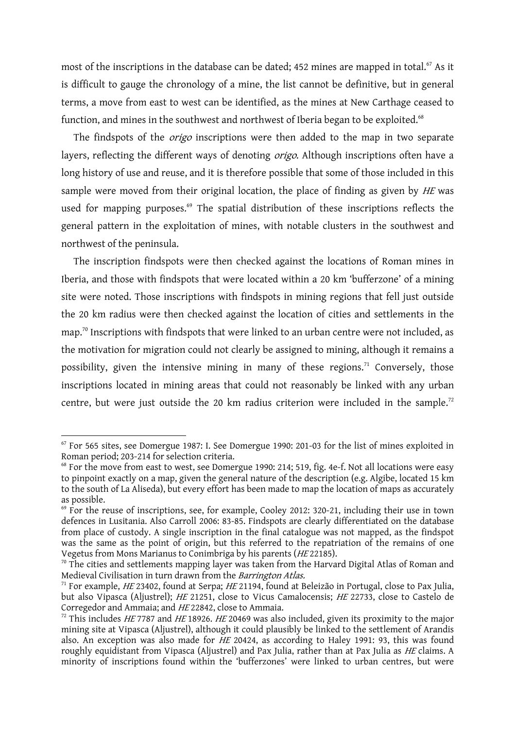most of the inscriptions in the database can be dated; 452 mines are mapped in total.[67] As it is difficult to gauge the chronology of a mine, the list cannot be definitive, but in general terms, a move from east to west can be identified, as the mines at New Carthage ceased to function, and mines in the southwest and northwest of Iberia began to be exploited.[68]

The findspots of the *origo* inscriptions were then added to the map in two separate layers, reflecting the different ways of denoting *origo*. Although inscriptions often have a long history of use and reuse, and it is therefore possible that some of those included in this sample were moved from their original location, the place of finding as given by *HE* was used for mapping purposes.[69] The spatial distribution of these inscriptions reflects the general pattern in the exploitation of mines, with notable clusters in the southwest and northwest of the peninsula.

The inscription findspots were then checked against the locations of Roman mines in Iberia, and those with findspots that were located within a 20 km 'bufferzone' of a mining site were noted. Those inscriptions with findspots in mining regions that fell just outside the 20 km radius were then checked against the location of cities and settlements in the map.[70] Inscriptions with findspots that were linked to an urban centre were not included, as the motivation for migration could not clearly be assigned to mining, although it remains a possibility, given the intensive mining in many of these regions.[71] Conversely, those inscriptions located in mining areas that could not reasonably be linked with any urban centre, but were just outside the 20 km radius criterion were included in the sample.[72]

---

[67] For 565 sites, see Domergue 1987: I. See Domergue 1990: 201-03 for the list of mines exploited in Roman period; 203-214 for selection criteria.

[68] For the move from east to west, see Domergue 1990: 214; 519, fig. 4e-f. Not all locations were easy to pinpoint exactly on a map, given the general nature of the description (e.g. Algibe, located 15 km to the south of La Aliseda), but every effort has been made to map the location of maps as accurately as possible.

[69] For the reuse of inscriptions, see, for example, Cooley 2012: 320-21, including their use in town defences in Lusitania. Also Carroll 2006: 83-85. Findspots are clearly differentiated on the database from place of custody. A single inscription in the final catalogue was not mapped, as the findspot was the same as the point of origin, but this referred to the repatriation of the remains of one Vegetus from Mons Marianus to Conimbriga by his parents (*HE* 22185).

[70] The cities and settlements mapping layer was taken from the Harvard Digital Atlas of Roman and Medieval Civilisation in turn drawn from the *Barrington Atlas.*

[71] For example, *HE* 23402, found at Serpa; *HE* 21194, found at Beleizão in Portugal, close to Pax Julia, but also Vipasca (Aljustrel); *HE* 21251, close to Vicus Camalocensis; *HE* 22733, close to Castelo de Corregedor and Ammaia; and *HE* 22842, close to Ammaia.

[72] This includes *HE* 7787 and *HE* 18926. *HE* 20469 was also included, given its proximity to the major mining site at Vipasca (Aljustrel), although it could plausibly be linked to the settlement of Arandis also. An exception was also made for *HE* 20424, as according to Haley 1991: 93, this was found roughly equidistant from Vipasca (Aljustrel) and Pax Julia, rather than at Pax Julia as *HE* claims. A minority of inscriptions found within the 'bufferzones' were linked to urban centres, but were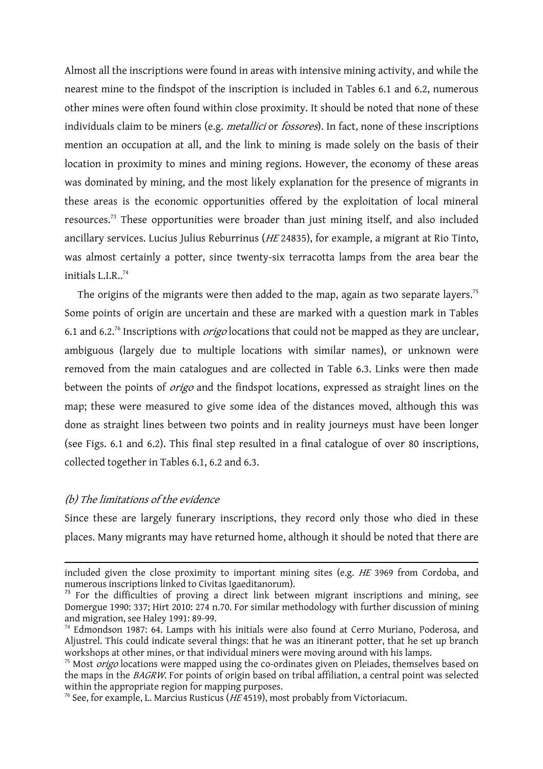Almost all the inscriptions were found in areas with intensive mining activity, and while the nearest mine to the findspot of the inscription is included in Tables 6.1 and 6.2, numerous other mines were often found within close proximity. It should be noted that none of these individuals claim to be miners (e.g. *metallici* or *fossores*). In fact, none of these inscriptions mention an occupation at all, and the link to mining is made solely on the basis of their location in proximity to mines and mining regions. However, the economy of these areas was dominated by mining, and the most likely explanation for the presence of migrants in these areas is the economic opportunities offered by the exploitation of local mineral resources.[73] These opportunities were broader than just mining itself, and also included ancillary services. Lucius Julius Reburrinus (*HE* 24835), for example, a migrant at Rio Tinto, was almost certainly a potter, since twenty-six terracotta lamps from the area bear the initials L.I.R..[74]

The origins of the migrants were then added to the map, again as two separate layers.[75] Some points of origin are uncertain and these are marked with a question mark in Tables 6.1 and 6.2.[76] Inscriptions with *origo* locations that could not be mapped as they are unclear, ambiguous (largely due to multiple locations with similar names), or unknown were removed from the main catalogues and are collected in Table 6.3. Links were then made between the points of *origo* and the findspot locations, expressed as straight lines on the map; these were measured to give some idea of the distances moved, although this was done as straight lines between two points and in reality journeys must have been longer (see Figs. 6.1 and 6.2). This final step resulted in a final catalogue of over 80 inscriptions, collected together in Tables 6.1, 6.2 and 6.3.

### *(b) The limitations of the evidence*

Since these are largely funerary inscriptions, they record only those who died in these places. Many migrants may have returned home, although it should be noted that there are

---

included given the close proximity to important mining sites (e.g. *HE* 3969 from Cordoba, and numerous inscriptions linked to Civitas Igaeditanorum).

[73] For the difficulties of proving a direct link between migrant inscriptions and mining, see Domergue 1990: 337; Hirt 2010: 274 n.70. For similar methodology with further discussion of mining and migration, see Haley 1991: 89-99.

[74] Edmondson 1987: 64. Lamps with his initials were also found at Cerro Muriano, Poderosa, and Aljustrel. This could indicate several things: that he was an itinerant potter, that he set up branch workshops at other mines, or that individual miners were moving around with his lamps.

[75] Most *origo* locations were mapped using the co-ordinates given on Pleiades, themselves based on the maps in the *BAGRW*. For points of origin based on tribal affiliation, a central point was selected within the appropriate region for mapping purposes.

[76] See, for example, L. Marcius Rusticus (*HE* 4519), most probably from Victoriacum.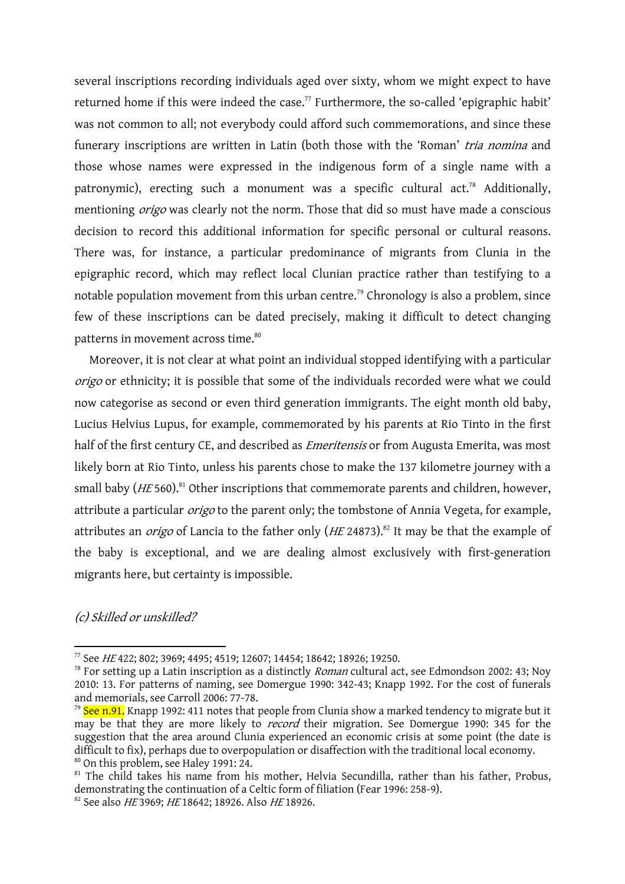several inscriptions recording individuals aged over sixty, whom we might expect to have returned home if this were indeed the case.[77] Furthermore, the so-called 'epigraphic habit' was not common to all; not everybody could afford such commemorations, and since these funerary inscriptions are written in Latin (both those with the 'Roman' *tria nomina* and those whose names were expressed in the indigenous form of a single name with a patronymic), erecting such a monument was a specific cultural act.[78] Additionally, mentioning *origo* was clearly not the norm. Those that did so must have made a conscious decision to record this additional information for specific personal or cultural reasons. There was, for instance, a particular predominance of migrants from Clunia in the epigraphic record, which may reflect local Clunian practice rather than testifying to a notable population movement from this urban centre.[79] Chronology is also a problem, since few of these inscriptions can be dated precisely, making it difficult to detect changing patterns in movement across time.[80]

Moreover, it is not clear at what point an individual stopped identifying with a particular *origo* or ethnicity; it is possible that some of the individuals recorded were what we could now categorise as second or even third generation immigrants. The eight month old baby, Lucius Helvius Lupus, for example, commemorated by his parents at Rio Tinto in the first half of the first century CE, and described as *Emeritensis* or from Augusta Emerita, was most likely born at Rio Tinto, unless his parents chose to make the 137 kilometre journey with a small baby (*HE* 560).[81] Other inscriptions that commemorate parents and children, however, attribute a particular *origo* to the parent only; the tombstone of Annia Vegeta, for example, attributes an *origo* of Lancia to the father only (*HE* 24873).[82] It may be that the example of the baby is exceptional, and we are dealing almost exclusively with first-generation migrants here, but certainty is impossible.

### *(c) Skilled or unskilled?*

---

[77] See *HE* 422; 802; 3969; 4495; 4519; 12607; 14454; 18642; 18926; 19250.

[78] For setting up a Latin inscription as a distinctly *Roman* cultural act, see Edmondson 2002: 43; Noy 2010: 13. For patterns of naming, see Domergue 1990: 342-43; Knapp 1992. For the cost of funerals and memorials, see Carroll 2006: 77-78.

[79] See n.91. Knapp 1992: 411 notes that people from Clunia show a marked tendency to migrate but it may be that they are more likely to *record* their migration. See Domergue 1990: 345 for the suggestion that the area around Clunia experienced an economic crisis at some point (the date is difficult to fix), perhaps due to overpopulation or disaffection with the traditional local economy.

[80] On this problem, see Haley 1991: 24.

[81] The child takes his name from his mother, Helvia Secundilla, rather than his father, Probus, demonstrating the continuation of a Celtic form of filiation (Fear 1996: 258-9).

[82] See also *HE* 3969; *HE* 18642; 18926. Also *HE* 18926.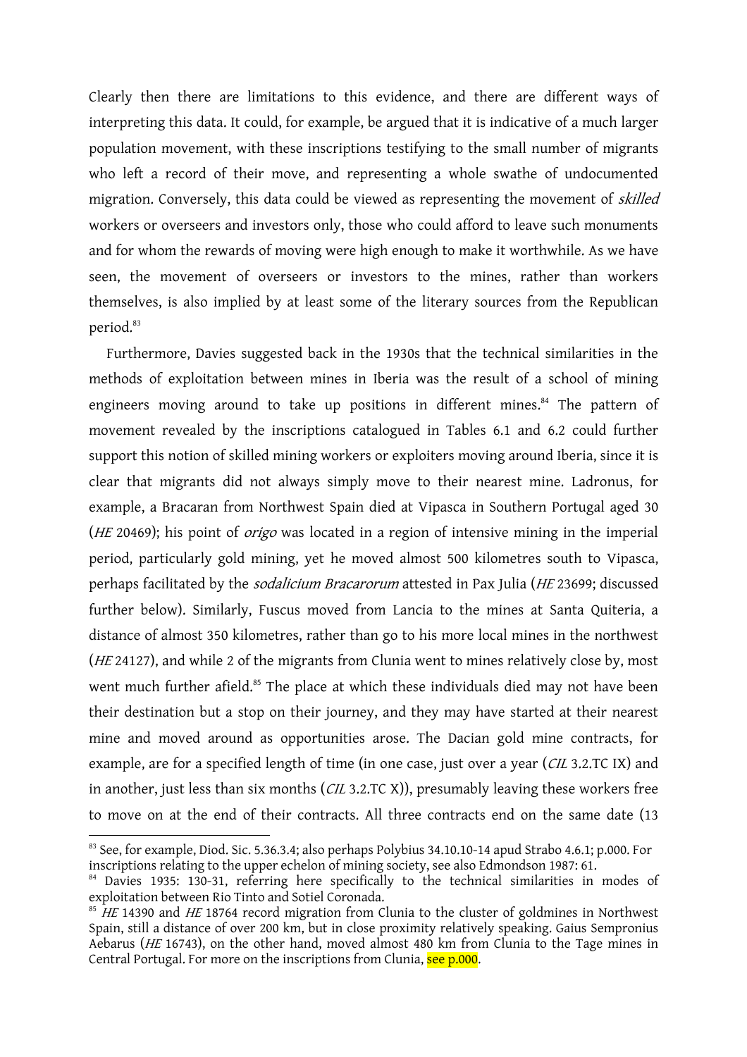Clearly then there are limitations to this evidence, and there are different ways of interpreting this data. It could, for example, be argued that it is indicative of a much larger population movement, with these inscriptions testifying to the small number of migrants who left a record of their move, and representing a whole swathe of undocumented migration. Conversely, this data could be viewed as representing the movement of *skilled* workers or overseers and investors only, those who could afford to leave such monuments and for whom the rewards of moving were high enough to make it worthwhile. As we have seen, the movement of overseers or investors to the mines, rather than workers themselves, is also implied by at least some of the literary sources from the Republican period.[83]

Furthermore, Davies suggested back in the 1930s that the technical similarities in the methods of exploitation between mines in Iberia was the result of a school of mining engineers moving around to take up positions in different mines.[84] The pattern of movement revealed by the inscriptions catalogued in Tables 6.1 and 6.2 could further support this notion of skilled mining workers or exploiters moving around Iberia, since it is clear that migrants did not always simply move to their nearest mine. Ladronus, for example, a Bracaran from Northwest Spain died at Vipasca in Southern Portugal aged 30 (*HE* 20469); his point of *origo* was located in a region of intensive mining in the imperial period, particularly gold mining, yet he moved almost 500 kilometres south to Vipasca, perhaps facilitated by the *sodalicium Bracarorum* attested in Pax Julia (*HE* 23699; discussed further below). Similarly, Fuscus moved from Lancia to the mines at Santa Quiteria, a distance of almost 350 kilometres, rather than go to his more local mines in the northwest (*HE* 24127), and while 2 of the migrants from Clunia went to mines relatively close by, most went much further afield.[85] The place at which these individuals died may not have been their destination but a stop on their journey, and they may have started at their nearest mine and moved around as opportunities arose. The Dacian gold mine contracts, for example, are for a specified length of time (in one case, just over a year (*CIL* 3.2.TC IX) and in another, just less than six months (*CIL* 3.2.TC X)), presumably leaving these workers free to move on at the end of their contracts. All three contracts end on the same date (13

---

[83] See, for example, Diod. Sic. 5.36.3.4; also perhaps Polybius 34.10.10-14 apud Strabo 4.6.1; p.000. For inscriptions relating to the upper echelon of mining society, see also Edmondson 1987: 61.

[84] Davies 1935: 130-31, referring here specifically to the technical similarities in modes of exploitation between Rio Tinto and Sotiel Coronada.

[85] *HE* 14390 and *HE* 18764 record migration from Clunia to the cluster of goldmines in Northwest Spain, still a distance of over 200 km, but in close proximity relatively speaking. Gaius Sempronius Aebarus (*HE* 16743), on the other hand, moved almost 480 km from Clunia to the Tage mines in Central Portugal. For more on the inscriptions from Clunia, see p.000.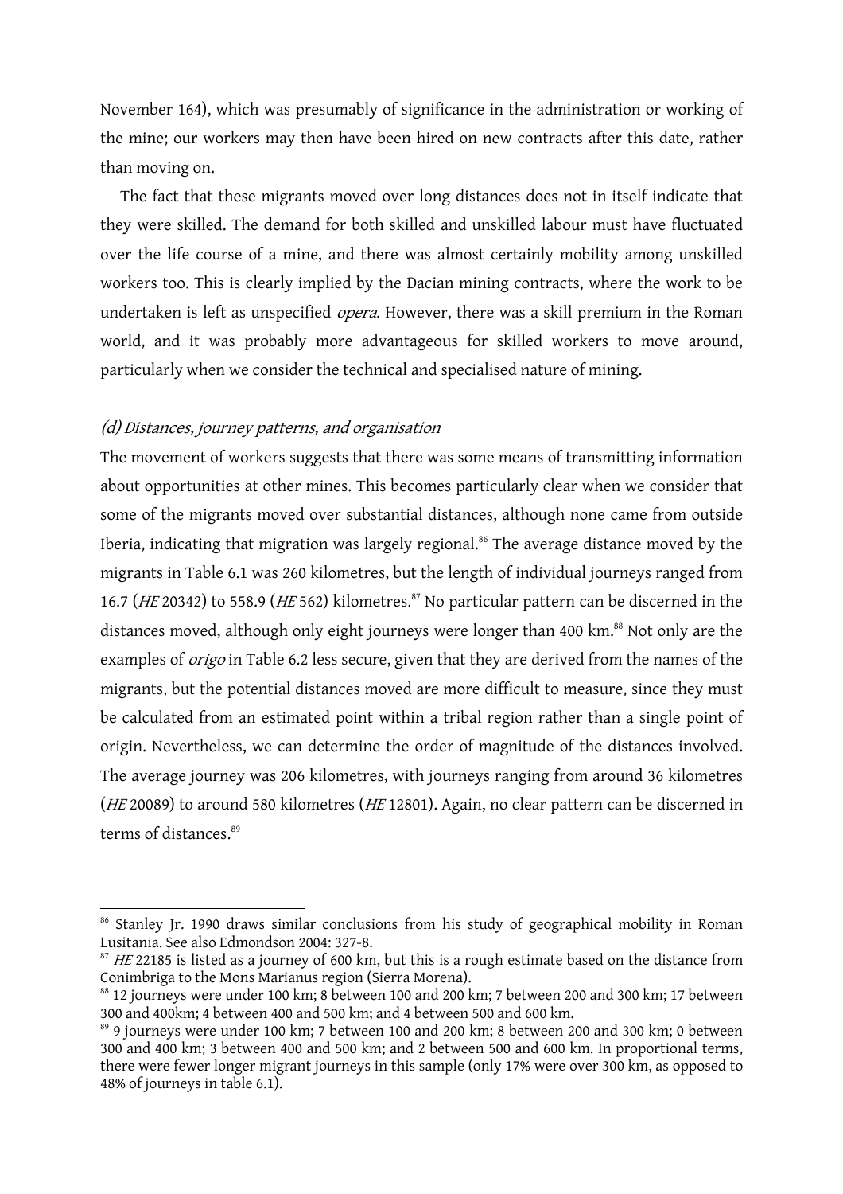November 164), which was presumably of significance in the administration or working of the mine; our workers may then have been hired on new contracts after this date, rather than moving on.

The fact that these migrants moved over long distances does not in itself indicate that they were skilled. The demand for both skilled and unskilled labour must have fluctuated over the life course of a mine, and there was almost certainly mobility among unskilled workers too. This is clearly implied by the Dacian mining contracts, where the work to be undertaken is left as unspecified *opera*. However, there was a skill premium in the Roman world, and it was probably more advantageous for skilled workers to move around, particularly when we consider the technical and specialised nature of mining.

### *(d) Distances, journey patterns, and organisation*

The movement of workers suggests that there was some means of transmitting information about opportunities at other mines. This becomes particularly clear when we consider that some of the migrants moved over substantial distances, although none came from outside Iberia, indicating that migration was largely regional.[86] The average distance moved by the migrants in Table 6.1 was 260 kilometres, but the length of individual journeys ranged from 16.7 (*HE* 20342) to 558.9 (*HE* 562) kilometres.[87] No particular pattern can be discerned in the distances moved, although only eight journeys were longer than 400 km.[88] Not only are the examples of *origo* in Table 6.2 less secure, given that they are derived from the names of the migrants, but the potential distances moved are more difficult to measure, since they must be calculated from an estimated point within a tribal region rather than a single point of origin. Nevertheless, we can determine the order of magnitude of the distances involved. The average journey was 206 kilometres, with journeys ranging from around 36 kilometres (*HE* 20089) to around 580 kilometres (*HE* 12801). Again, no clear pattern can be discerned in terms of distances.[89]

---

[86] Stanley Jr. 1990 draws similar conclusions from his study of geographical mobility in Roman Lusitania. See also Edmondson 2004: 327-8.

[87] *HE* 22185 is listed as a journey of 600 km, but this is a rough estimate based on the distance from Conimbriga to the Mons Marianus region (Sierra Morena).

[88] 12 journeys were under 100 km; 8 between 100 and 200 km; 7 between 200 and 300 km; 17 between 300 and 400km; 4 between 400 and 500 km; and 4 between 500 and 600 km.

[89] 9 journeys were under 100 km; 7 between 100 and 200 km; 8 between 200 and 300 km; 0 between 300 and 400 km; 3 between 400 and 500 km; and 2 between 500 and 600 km. In proportional terms, there were fewer longer migrant journeys in this sample (only 17% were over 300 km, as opposed to 48% of journeys in table 6.1).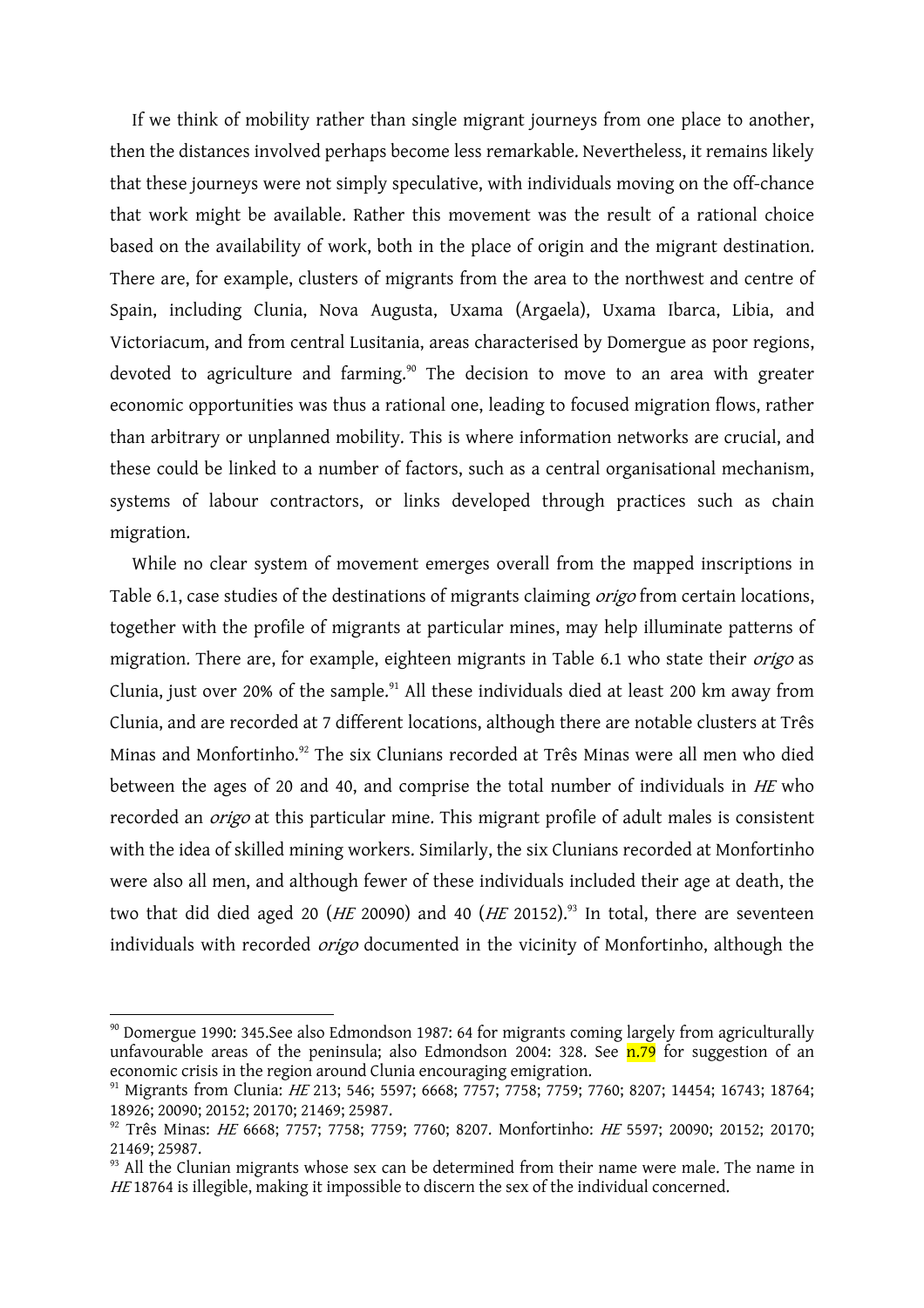If we think of mobility rather than single migrant journeys from one place to another, then the distances involved perhaps become less remarkable. Nevertheless, it remains likely that these journeys were not simply speculative, with individuals moving on the off-chance that work might be available. Rather this movement was the result of a rational choice based on the availability of work, both in the place of origin and the migrant destination. There are, for example, clusters of migrants from the area to the northwest and centre of Spain, including Clunia, Nova Augusta, Uxama (Argaela), Uxama Ibarca, Libia, and Victoriacum, and from central Lusitania, areas characterised by Domergue as poor regions, devoted to agriculture and farming.[90] The decision to move to an area with greater economic opportunities was thus a rational one, leading to focused migration flows, rather than arbitrary or unplanned mobility. This is where information networks are crucial, and these could be linked to a number of factors, such as a central organisational mechanism, systems of labour contractors, or links developed through practices such as chain migration.

While no clear system of movement emerges overall from the mapped inscriptions in Table 6.1, case studies of the destinations of migrants claiming *origo* from certain locations, together with the profile of migrants at particular mines, may help illuminate patterns of migration. There are, for example, eighteen migrants in Table 6.1 who state their *origo* as Clunia, just over 20% of the sample.[91] All these individuals died at least 200 km away from Clunia, and are recorded at 7 different locations, although there are notable clusters at Três Minas and Monfortinho.[92] The six Clunians recorded at Três Minas were all men who died between the ages of 20 and 40, and comprise the total number of individuals in *HE* who recorded an *origo* at this particular mine. This migrant profile of adult males is consistent with the idea of skilled mining workers. Similarly, the six Clunians recorded at Monfortinho were also all men, and although fewer of these individuals included their age at death, the two that did died aged 20 (*HE* 20090) and 40 (*HE* 20152).[93] In total, there are seventeen individuals with recorded *origo* documented in the vicinity of Monfortinho, although the

---

[90] Domergue 1990: 345.See also Edmondson 1987: 64 for migrants coming largely from agriculturally unfavourable areas of the peninsula; also Edmondson 2004: 328. See n.79 for suggestion of an economic crisis in the region around Clunia encouraging emigration.

[91] Migrants from Clunia: *HE* 213; 546; 5597; 6668; 7757; 7758; 7759; 7760; 8207; 14454; 16743; 18764; 18926; 20090; 20152; 20170; 21469; 25987.

[92] Três Minas: *HE* 6668; 7757; 7758; 7759; 7760; 8207. Monfortinho: *HE* 5597; 20090; 20152; 20170; 21469; 25987.

[93] All the Clunian migrants whose sex can be determined from their name were male. The name in *HE* 18764 is illegible, making it impossible to discern the sex of the individual concerned.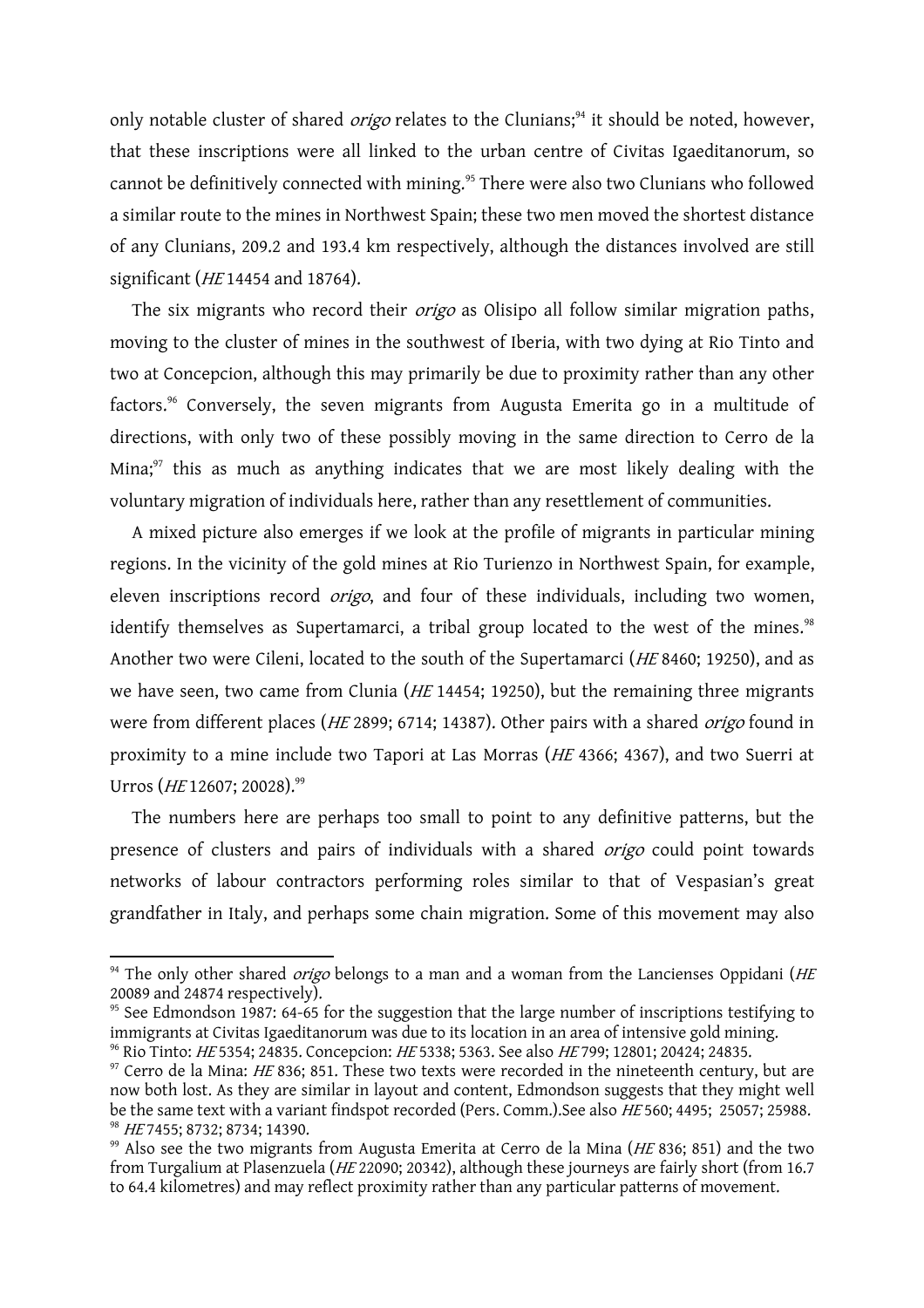only notable cluster of shared *origo* relates to the Clunians;[94] it should be noted, however, that these inscriptions were all linked to the urban centre of Civitas Igaeditanorum, so cannot be definitively connected with mining.[95] There were also two Clunians who followed a similar route to the mines in Northwest Spain; these two men moved the shortest distance of any Clunians, 209.2 and 193.4 km respectively, although the distances involved are still significant (*HE* 14454 and 18764).

The six migrants who record their *origo* as Olisipo all follow similar migration paths, moving to the cluster of mines in the southwest of Iberia, with two dying at Rio Tinto and two at Concepcion, although this may primarily be due to proximity rather than any other factors.[96] Conversely, the seven migrants from Augusta Emerita go in a multitude of directions, with only two of these possibly moving in the same direction to Cerro de la Mina;[97] this as much as anything indicates that we are most likely dealing with the voluntary migration of individuals here, rather than any resettlement of communities.

A mixed picture also emerges if we look at the profile of migrants in particular mining regions. In the vicinity of the gold mines at Rio Turienzo in Northwest Spain, for example, eleven inscriptions record *origo*, and four of these individuals, including two women, identify themselves as Supertamarci, a tribal group located to the west of the mines.[98] Another two were Cileni, located to the south of the Supertamarci (*HE* 8460; 19250), and as we have seen, two came from Clunia (*HE* 14454; 19250), but the remaining three migrants were from different places (*HE* 2899; 6714; 14387). Other pairs with a shared *origo* found in proximity to a mine include two Tapori at Las Morras (*HE* 4366; 4367), and two Suerri at Urros (*HE* 12607; 20028).[99]

The numbers here are perhaps too small to point to any definitive patterns, but the presence of clusters and pairs of individuals with a shared *origo* could point towards networks of labour contractors performing roles similar to that of Vespasian's great grandfather in Italy, and perhaps some chain migration. Some of this movement may also

---

[94] The only other shared *origo* belongs to a man and a woman from the Lancienses Oppidani (*HE* 20089 and 24874 respectively).

[95] See Edmondson 1987: 64-65 for the suggestion that the large number of inscriptions testifying to immigrants at Civitas Igaeditanorum was due to its location in an area of intensive gold mining.

[96] Rio Tinto: *HE* 5354; 24835. Concepcion: *HE* 5338; 5363. See also *HE* 799; 12801; 20424; 24835.

[97] Cerro de la Mina: *HE* 836; 851. These two texts were recorded in the nineteenth century, but are now both lost. As they are similar in layout and content, Edmondson suggests that they might well be the same text with a variant findspot recorded (Pers. Comm.).See also *HE* 560; 4495; 25057; 25988.

[98] *HE* 7455; 8732; 8734; 14390.

[99] Also see the two migrants from Augusta Emerita at Cerro de la Mina (*HE* 836; 851) and the two from Turgalium at Plasenzuela (*HE* 22090; 20342), although these journeys are fairly short (from 16.7 to 64.4 kilometres) and may reflect proximity rather than any particular patterns of movement.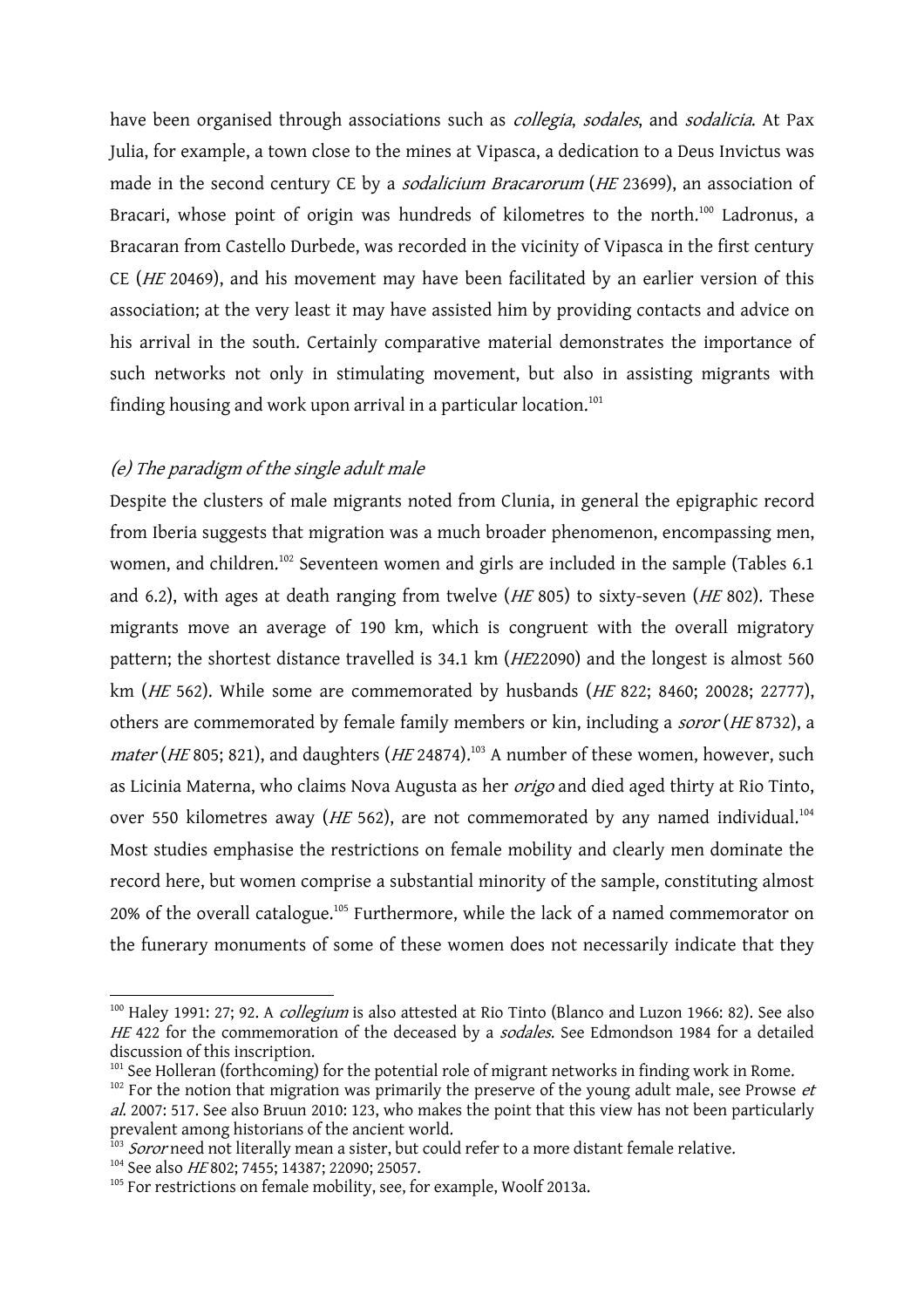have been organised through associations such as *collegia*, *sodales*, and *sodalicia*. At Pax Julia, for example, a town close to the mines at Vipasca, a dedication to a Deus Invictus was made in the second century CE by a *sodalicium Bracarorum* (*HE* 23699), an association of Bracari, whose point of origin was hundreds of kilometres to the north.[100] Ladronus, a Bracaran from Castello Durbede, was recorded in the vicinity of Vipasca in the first century CE (*HE* 20469), and his movement may have been facilitated by an earlier version of this association; at the very least it may have assisted him by providing contacts and advice on his arrival in the south. Certainly comparative material demonstrates the importance of such networks not only in stimulating movement, but also in assisting migrants with finding housing and work upon arrival in a particular location.[101]

### *(e) The paradigm of the single adult male*

Despite the clusters of male migrants noted from Clunia, in general the epigraphic record from Iberia suggests that migration was a much broader phenomenon, encompassing men, women, and children.[102] Seventeen women and girls are included in the sample (Tables 6.1 and 6.2), with ages at death ranging from twelve (*HE* 805) to sixty-seven (*HE* 802). These migrants move an average of 190 km, which is congruent with the overall migratory pattern; the shortest distance travelled is 34.1 km (*HE*22090) and the longest is almost 560 km (*HE* 562). While some are commemorated by husbands (*HE* 822; 8460; 20028; 22777), others are commemorated by female family members or kin, including a *soror* (*HE* 8732), a *mater* (*HE* 805; 821), and daughters (*HE* 24874).[103] A number of these women, however, such as Licinia Materna, who claims Nova Augusta as her *origo* and died aged thirty at Rio Tinto, over 550 kilometres away (*HE* 562), are not commemorated by any named individual.[104] Most studies emphasise the restrictions on female mobility and clearly men dominate the record here, but women comprise a substantial minority of the sample, constituting almost 20% of the overall catalogue.[105] Furthermore, while the lack of a named commemorator on the funerary monuments of some of these women does not necessarily indicate that they

---

[100] Haley 1991: 27; 92. A *collegium* is also attested at Rio Tinto (Blanco and Luzon 1966: 82). See also *HE* 422 for the commemoration of the deceased by a *sodales*. See Edmondson 1984 for a detailed discussion of this inscription.

[101] See Holleran (forthcoming) for the potential role of migrant networks in finding work in Rome.

[102] For the notion that migration was primarily the preserve of the young adult male, see Prowse *et al.* 2007: 517. See also Bruun 2010: 123, who makes the point that this view has not been particularly prevalent among historians of the ancient world.

[103] *Soror* need not literally mean a sister, but could refer to a more distant female relative.

[104] See also *HE* 802; 7455; 14387; 22090; 25057.

[105] For restrictions on female mobility, see, for example, Woolf 2013a.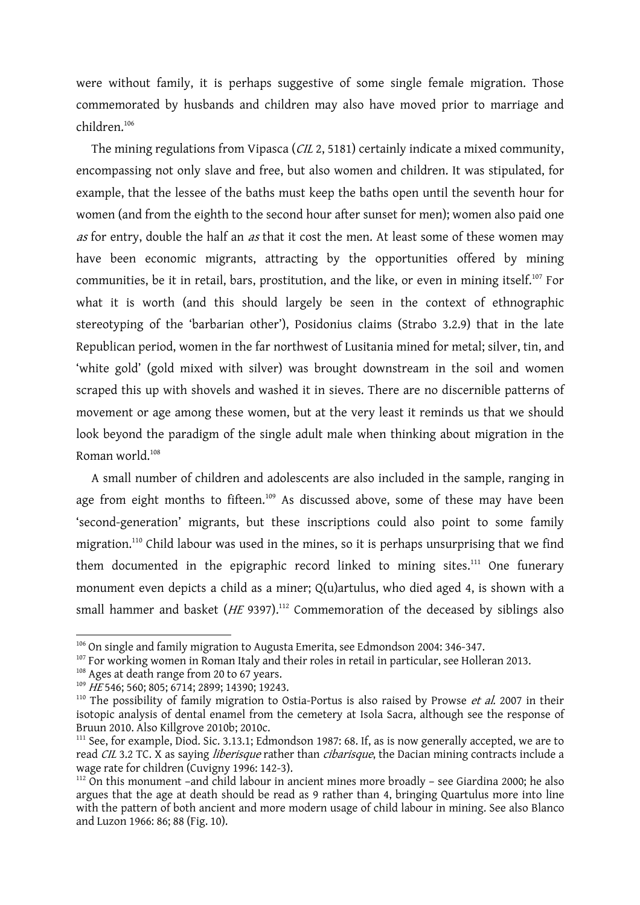were without family, it is perhaps suggestive of some single female migration. Those commemorated by husbands and children may also have moved prior to marriage and children.[106]

The mining regulations from Vipasca (*CIL* 2, 5181) certainly indicate a mixed community, encompassing not only slave and free, but also women and children. It was stipulated, for example, that the lessee of the baths must keep the baths open until the seventh hour for women (and from the eighth to the second hour after sunset for men); women also paid one *as* for entry, double the half an *as* that it cost the men. At least some of these women may have been economic migrants, attracting by the opportunities offered by mining communities, be it in retail, bars, prostitution, and the like, or even in mining itself.[107] For what it is worth (and this should largely be seen in the context of ethnographic stereotyping of the 'barbarian other'), Posidonius claims (Strabo 3.2.9) that in the late Republican period, women in the far northwest of Lusitania mined for metal; silver, tin, and 'white gold' (gold mixed with silver) was brought downstream in the soil and women scraped this up with shovels and washed it in sieves. There are no discernible patterns of movement or age among these women, but at the very least it reminds us that we should look beyond the paradigm of the single adult male when thinking about migration in the Roman world.[108]

A small number of children and adolescents are also included in the sample, ranging in age from eight months to fifteen.[109] As discussed above, some of these may have been 'second-generation' migrants, but these inscriptions could also point to some family migration.[110] Child labour was used in the mines, so it is perhaps unsurprising that we find them documented in the epigraphic record linked to mining sites.[111] One funerary monument even depicts a child as a miner; Q(u)artulus, who died aged 4, is shown with a small hammer and basket (*HE* 9397).[112] Commemoration of the deceased by siblings also

---

[106] On single and family migration to Augusta Emerita, see Edmondson 2004: 346-347.

[107] For working women in Roman Italy and their roles in retail in particular, see Holleran 2013.

[108] Ages at death range from 20 to 67 years.

[109] *HE* 546; 560; 805; 6714; 2899; 14390; 19243.

[110] The possibility of family migration to Ostia-Portus is also raised by Prowse *et al.* 2007 in their isotopic analysis of dental enamel from the cemetery at Isola Sacra, although see the response of Bruun 2010. Also Killgrove 2010b; 2010c.

[111] See, for example, Diod. Sic. 3.13.1; Edmondson 1987: 68. If, as is now generally accepted, we are to read *CIL* 3.2 TC. X as saying *liberisque* rather than *cibarisque*, the Dacian mining contracts include a wage rate for children (Cuvigny 1996: 142-3).

[112] On this monument –and child labour in ancient mines more broadly – see Giardina 2000; he also argues that the age at death should be read as 9 rather than 4, bringing Quartulus more into line with the pattern of both ancient and more modern usage of child labour in mining. See also Blanco and Luzon 1966: 86; 88 (Fig. 10).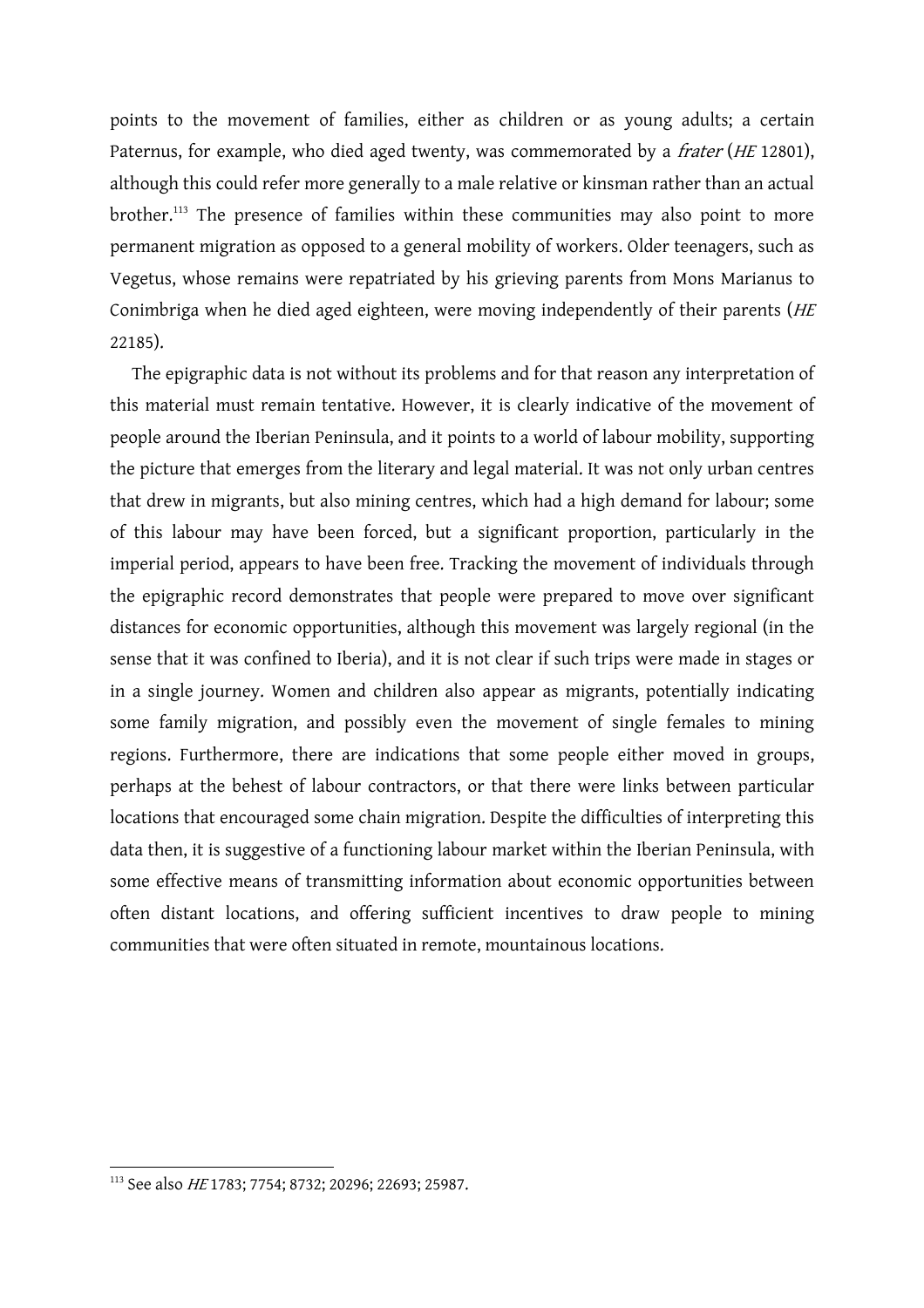points to the movement of families, either as children or as young adults; a certain Paternus, for example, who died aged twenty, was commemorated by a *frater* (*HE* 12801), although this could refer more generally to a male relative or kinsman rather than an actual brother.[113] The presence of families within these communities may also point to more permanent migration as opposed to a general mobility of workers. Older teenagers, such as Vegetus, whose remains were repatriated by his grieving parents from Mons Marianus to Conimbriga when he died aged eighteen, were moving independently of their parents (*HE* 22185).

The epigraphic data is not without its problems and for that reason any interpretation of this material must remain tentative. However, it is clearly indicative of the movement of people around the Iberian Peninsula, and it points to a world of labour mobility, supporting the picture that emerges from the literary and legal material. It was not only urban centres that drew in migrants, but also mining centres, which had a high demand for labour; some of this labour may have been forced, but a significant proportion, particularly in the imperial period, appears to have been free. Tracking the movement of individuals through the epigraphic record demonstrates that people were prepared to move over significant distances for economic opportunities, although this movement was largely regional (in the sense that it was confined to Iberia), and it is not clear if such trips were made in stages or in a single journey. Women and children also appear as migrants, potentially indicating some family migration, and possibly even the movement of single females to mining regions. Furthermore, there are indications that some people either moved in groups, perhaps at the behest of labour contractors, or that there were links between particular locations that encouraged some chain migration. Despite the difficulties of interpreting this data then, it is suggestive of a functioning labour market within the Iberian Peninsula, with some effective means of transmitting information about economic opportunities between often distant locations, and offering sufficient incentives to draw people to mining communities that were often situated in remote, mountainous locations.

[113] See also *HE* 1783; 7754; 8732; 20296; 22693; 25987.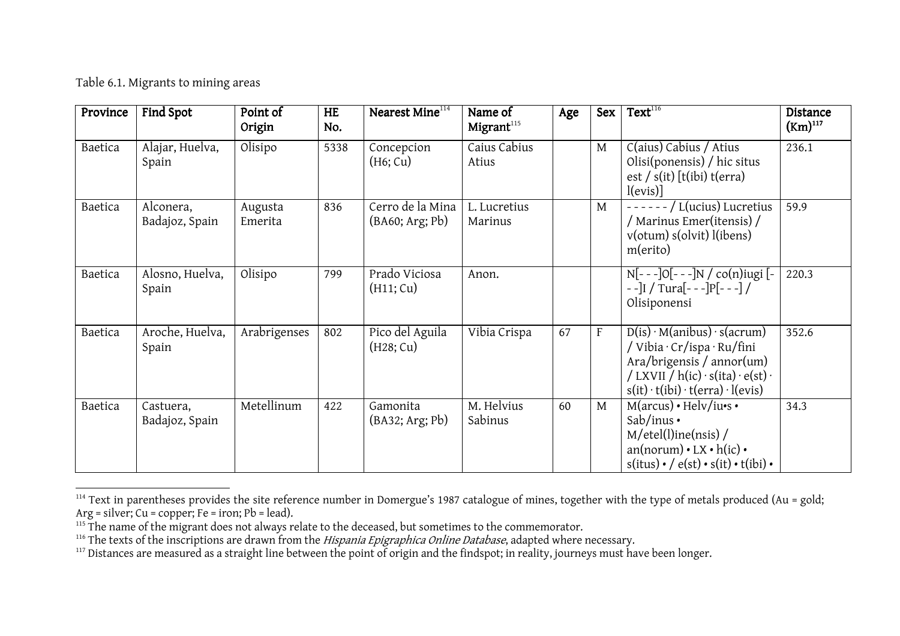Table 6.1. Migrants to mining areas

| Province | Find Spot | Point of Origin | HE No. | Nearest Mine[114] | Name of Migrant[115] | Age | Sex | Text[116] | Distance (Km)[117] |
|---|---|---|---|---|---|---|---|---|---|
| Baetica | Alajar, Huelva, Spain | Olisipo | 5338 | Concepcion (H6; Cu) | Caius Cabius Atius | | M | C(aius) Cabius / Atius Olisi(ponensis) / hic situs est / s(it) [t(ibi) t(erra) l(evis)] | 236.1 |
| Baetica | Alconera, Badajoz, Spain | Augusta Emerita | 836 | Cerro de la Mina (BA60; Arg; Pb) | L. Lucretius Marinus | | M | - - - - - - / L(ucius) Lucretius / Marinus Emer(itensis) / v(otum) s(olvit) l(ibens) m(erito) | 59.9 |
| Baetica | Alosno, Huelva, Spain | Olisipo | 799 | Prado Viciosa (H11; Cu) | Anon. | | | N[- - -]O[- - -]N / co(n)iugi [- - -]I / Tura[- - -]P[- - -] / Olisiponensi | 220.3 |
| Baetica | Aroche, Huelva, Spain | Arabrigenses | 802 | Pico del Aguila (H28; Cu) | Vibia Crispa | 67 | F | D(is) · M(anibus) · s(acrum) / Vibia · Cr/ispa · Ru/fini Ara/brigensis / annor(um) / LXVII / h(ic) · s(ita) · e(st) · s(it) · t(ibi) · t(erra) · l(evis) | 352.6 |
| Baetica | Castuera, Badajoz, Spain | Metellinum | 422 | Gamonita (BA32; Arg; Pb) | M. Helvius Sabinus | 60 | M | M(arcus) • Helv/iu•s • Sab/inus • M/etel(l)ine(nsis) / an(norum) • LX • h(ic) • s(itus) • / e(st) • s(it) • t(ibi) • | 34.3 |

[114] Text in parentheses provides the site reference number in Domergue's 1987 catalogue of mines, together with the type of metals produced (Au = gold; Arg = silver; Cu = copper; Fe = iron; Pb = lead).

[115] The name of the migrant does not always relate to the deceased, but sometimes to the commemorator.

[116] The texts of the inscriptions are drawn from the *Hispania Epigraphica Online Database*, adapted where necessary.

[117] Distances are measured as a straight line between the point of origin and the findspot; in reality, journeys must have been longer.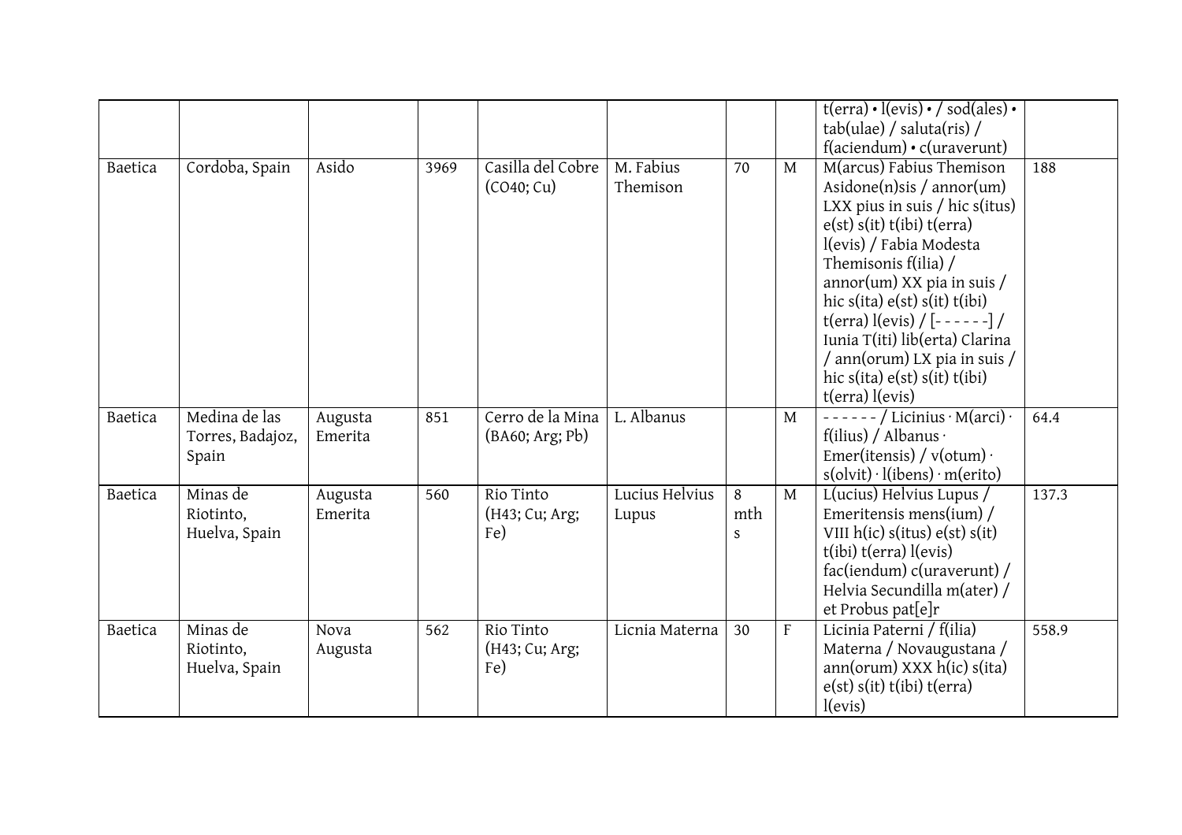| | | | | | | | | t(erra) • l(evis) • / sod(ales) • tab(ulae) / saluta(ris) / f(aciendum) • c(uraverunt) | |
|---|---|---|---|---|---|---|---|---|---|
| Baetica | Cordoba, Spain | Asido | 3969 | Casilla del Cobre (CO40; Cu) | M. Fabius Themison | 70 | M | M(arcus) Fabius Themison Asidone(n)sis / annor(um) LXX pius in suis / hic s(itus) e(st) s(it) t(ibi) t(erra) l(evis) / Fabia Modesta Themisonis f(ilia) / annor(um) XX pia in suis / hic s(ita) e(st) s(it) t(ibi) t(erra) l(evis) / [- - - - - -] / Iunia T(iti) lib(erta) Clarina / ann(orum) LX pia in suis / hic s(ita) e(st) s(it) t(ibi) t(erra) l(evis) | 188 |
| Baetica | Medina de las Torres, Badajoz, Spain | Augusta Emerita | 851 | Cerro de la Mina (BA60; Arg; Pb) | L. Albanus | | M | - - - - - - / Licinius · M(arci) · f(ilius) / Albanus · Emer(itensis) / v(otum) · s(olvit) · l(ibens) · m(erito) | 64.4 |
| Baetica | Minas de Riotinto, Huelva, Spain | Augusta Emerita | 560 | Rio Tinto (H43; Cu; Arg; Fe) | Lucius Helvius Lupus | 8 mths | M | L(ucius) Helvius Lupus / Emeritensis mens(ium) / VIII h(ic) s(itus) e(st) s(it) t(ibi) t(erra) l(evis) fac(iendum) c(uraverunt) / Helvia Secundilla m(ater) / et Probus pat[e]r | 137.3 |
| Baetica | Minas de Riotinto, Huelva, Spain | Nova Augusta | 562 | Rio Tinto (H43; Cu; Arg; Fe) | Licnia Materna | 30 | F | Licinia Paterni / f(ilia) Materna / Novaugustana / ann(orum) XXX h(ic) s(ita) e(st) s(it) t(ibi) t(erra) l(evis) | 558.9 |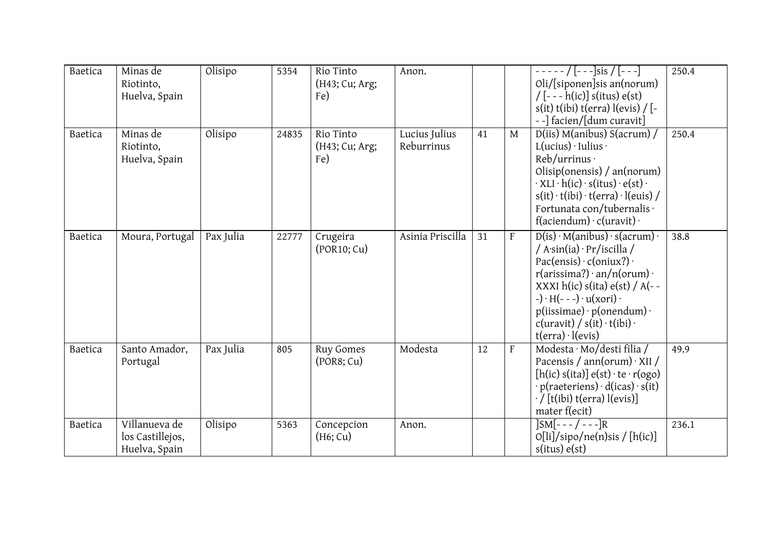| | | | | | | | | | |
|---|---|---|---|---|---|---|---|---|---|
| Baetica | Minas de Riotinto, Huelva, Spain | Olisipo | 5354 | Rio Tinto (H43; Cu; Arg; Fe) | Anon. | | | - - - - - / [- - -]sis / [- - -] Oli/[siponen]sis an(norum) / [- - - h(ic)] s(itus) e(st) s(it) t(ibi) t(erra) l(evis) / [- - -] facien/[dum curavit] | 250.4 |
| Baetica | Minas de Riotinto, Huelva, Spain | Olisipo | 24835 | Rio Tinto (H43; Cu; Arg; Fe) | Lucius Julius Reburrinus | 41 | M | D(iis) M(anibus) S(acrum) / L(ucius) · Iulius · Reb/urrinus · Olisip(onensis) / an(norum) · XLI · h(ic) · s(itus) · e(st) · s(it) · t(ibi) · t(erra) · l(euis) / Fortunata con/tubernalis · f(aciendum) · c(uravit) · | 250.4 |
| Baetica | Moura, Portugal | Pax Julia | 22777 | Crugeira (POR10; Cu) | Asinia Priscilla | 31 | F | D(is) · M(anibus) · s(acrum) · / A·sin(ia) · Pr/iscilla / Pac(ensis) · c(oniux?) · r(arissima?) · an/n(orum) · XXXI h(ic) s(ita) e(st) / A(- - -) · H(- - -) · u(xori) · p(iissimae) · p(onendum) · c(uravit) / s(it) · t(ibi) · t(erra) · l(evis) | 38.8 |
| Baetica | Santo Amador, Portugal | Pax Julia | 805 | Ruy Gomes (POR8; Cu) | Modesta | 12 | F | Modesta · Mo/desti filia / Pacensis / ann(orum) · XII / [h(ic) s(ita)] e(st) · te · r(ogo) · p(raeteriens) · d(icas) · s(it) · / [t(ibi) t(erra) l(evis)] mater f(ecit) | 49.9 |
| Baetica | Villanueva de los Castillejos, Huelva, Spain | Olisipo | 5363 | Concepcion (H6; Cu) | Anon. | | | ]SM[- - - / - - -]R O[li]/sipo/ne(n)sis / [h(ic)] s(itus) e(st) | 236.1 |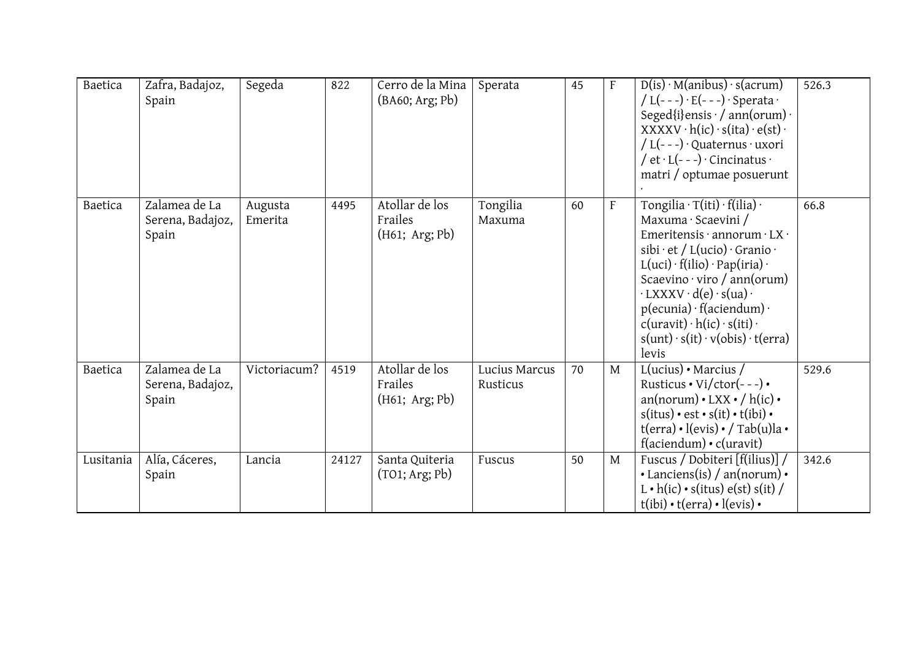| Baetica | Zafra, Badajoz, Spain | Segeda | 822 | Cerro de la Mina (BA60; Arg; Pb) | Sperata | 45 | F | D(is) · M(anibus) · s(acrum) / L(- - -) · E(- - -) · Sperata · Seged{i}ensis · / ann(orum) · XXXXV · h(ic) · s(ita) · e(st) · / L(- - -) · Quaternus · uxori / et · L(- - -) · Cincinatus · matri / optumae posuerunt · | 526.3 |
|---|---|---|---|---|---|---|---|---|---|
| Baetica | Zalamea de La Serena, Badajoz, Spain | Augusta Emerita | 4495 | Atollar de los Frailes (H61; Arg; Pb) | Tongilia Maxuma | 60 | F | Tongilia · T(iti) · f(ilia) · Maxuma · Scaevini / Emeritensis · annorum · LX · sibi · et / L(ucio) · Granio · L(uci) · f(ilio) · Pap(iria) · Scaevino · viro / ann(orum) · LXXXV · d(e) · s(ua) · p(ecunia) · f(aciendum) · c(uravit) · h(ic) · s(iti) · s(unt) · s(it) · v(obis) · t(erra) levis | 66.8 |
| Baetica | Zalamea de La Serena, Badajoz, Spain | Victoriacum? | 4519 | Atollar de los Frailes (H61; Arg; Pb) | Lucius Marcus Rusticus | 70 | M | L(ucius) • Marcius / Rusticus • Vi/ctor(- - -) • an(norum) • LXX • / h(ic) • s(itus) • est • s(it) • t(ibi) • t(erra) • l(evis) • / Tab(u)la • f(aciendum) • c(uravit) | 529.6 |
| Lusitania | Alía, Cáceres, Spain | Lancia | 24127 | Santa Quiteria (TO1; Arg; Pb) | Fuscus | 50 | M | Fuscus / Dobiteri [f(ilius)] / • Lanciens(is) / an(norum) • L • h(ic) • s(itus) e(st) s(it) / t(ibi) • t(erra) • l(evis) • | 342.6 |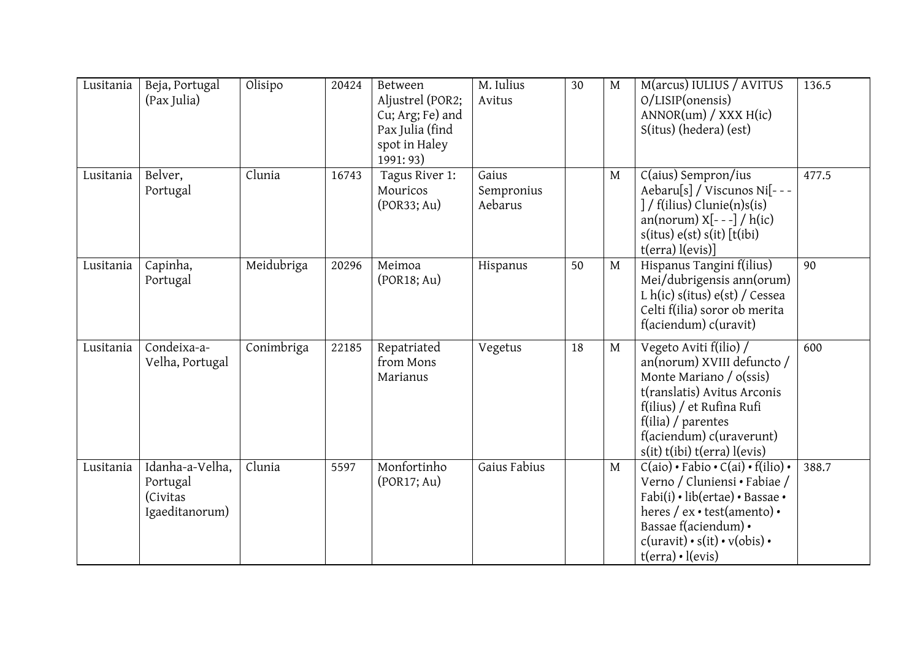| Lusitania | Beja, Portugal (Pax Julia) | Olisipo | 20424 | Between Aljustrel (POR2; Cu; Arg; Fe) and Pax Julia (find spot in Haley 1991: 93) | M. Iulius Avitus | 30 | M | M(arcus) IULIUS / AVITUS O/LISIP(onensis) ANNOR(um) / XXX H(ic) S(itus) (hedera) (est) | 136.5 |
|---|---|---|---|---|---|---|---|---|---|
| Lusitania | Belver, Portugal | Clunia | 16743 | Tagus River 1: Mouricos (POR33; Au) | Gaius Sempronius Aebarus | | M | C(aius) Sempron/ius Aebaru[s] / Viscunos Ni[- - - ] / f(ilius) Clunie(n)s(is) an(norum) X[- - -] / h(ic) s(itus) e(st) s(it) [t(ibi) t(erra) l(evis)] | 477.5 |
| Lusitania | Capinha, Portugal | Meidubriga | 20296 | Meimoa (POR18; Au) | Hispanus | 50 | M | Hispanus Tangini f(ilius) Mei/dubrigensis ann(orum) L h(ic) s(itus) e(st) / Cessea Celti f(ilia) soror ob merita f(aciendum) c(uravit) | 90 |
| Lusitania | Condeixa-a-Velha, Portugal | Conimbriga | 22185 | Repatriated from Mons Marianus | Vegetus | 18 | M | Vegeto Aviti f(ilio) / an(norum) XVIII defuncto / Monte Mariano / o(ssis) t(ranslatis) Avitus Arconis f(ilius) / et Rufina Rufi f(ilia) / parentes f(aciendum) c(uraverunt) s(it) t(ibi) t(erra) l(evis) | 600 |
| Lusitania | Idanha-a-Velha, Portugal (Civitas Igaeditanorum) | Clunia | 5597 | Monfortinho (POR17; Au) | Gaius Fabius | | M | C(aio) • Fabio • C(ai) • f(ilio) • Verno / Cluniensi • Fabiae / Fabi(i) • lib(ertae) • Bassae • heres / ex • test(amento) • Bassae f(aciendum) • c(uravit) • s(it) • v(obis) • t(erra) • l(evis) | 388.7 |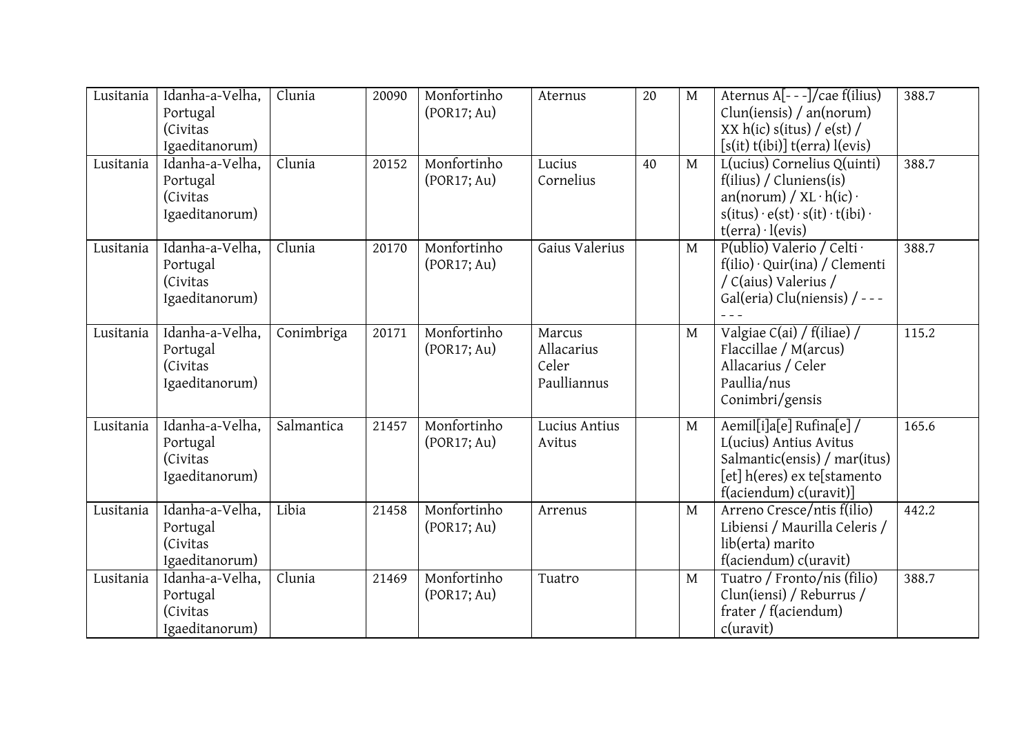| Lusitania | Idanha-a-Velha, Portugal (Civitas Igaeditanorum) | Clunia | 20090 | Monfortinho (POR17; Au) | Aternus | 20 | M | Aternus A[- - -]/cae f(ilius) Clun(iensis) / an(norum) XX h(ic) s(itus) / e(st) / [s(it) t(ibi)] t(erra) l(evis) | 388.7 |
|---|---|---|---|---|---|---|---|---|---|
| Lusitania | Idanha-a-Velha, Portugal (Civitas Igaeditanorum) | Clunia | 20152 | Monfortinho (POR17; Au) | Lucius Cornelius | 40 | M | L(ucius) Cornelius Q(uinti) f(ilius) / Cluniens(is) an(norum) / XL · h(ic) · s(itus) · e(st) · s(it) · t(ibi) · t(erra) · l(evis) | 388.7 |
| Lusitania | Idanha-a-Velha, Portugal (Civitas Igaeditanorum) | Clunia | 20170 | Monfortinho (POR17; Au) | Gaius Valerius | | M | P(ublio) Valerio / Celti · f(ilio) · Quir(ina) / Clementi / C(aius) Valerius / Gal(eria) Clu(niensis) / - - - - - - | 388.7 |
| Lusitania | Idanha-a-Velha, Portugal (Civitas Igaeditanorum) | Conimbriga | 20171 | Monfortinho (POR17; Au) | Marcus Allacarius Celer Paulliannus | | M | Valgiae C(ai) / f(iliae) / Flaccillae / M(arcus) Allacarius / Celer Paullia/nus Conimbri/gensis | 115.2 |
| Lusitania | Idanha-a-Velha, Portugal (Civitas Igaeditanorum) | Salmantica | 21457 | Monfortinho (POR17; Au) | Lucius Antius Avitus | | M | Aemil[i]a[e] Rufina[e] / L(ucius) Antius Avitus Salmantic(ensis) / mar(itus) [et] h(eres) ex te[stamento f(aciendum) c(uravit)] | 165.6 |
| Lusitania | Idanha-a-Velha, Portugal (Civitas Igaeditanorum) | Libia | 21458 | Monfortinho (POR17; Au) | Arrenus | | M | Arreno Cresce/ntis f(ilio) Libiensi / Maurilla Celeris / lib(erta) marito f(aciendum) c(uravit) | 442.2 |
| Lusitania | Idanha-a-Velha, Portugal (Civitas Igaeditanorum) | Clunia | 21469 | Monfortinho (POR17; Au) | Tuatro | | M | Tuatro / Fronto/nis (filio) Clun(iensi) / Reburrus / frater / f(aciendum) c(uravit) | 388.7 |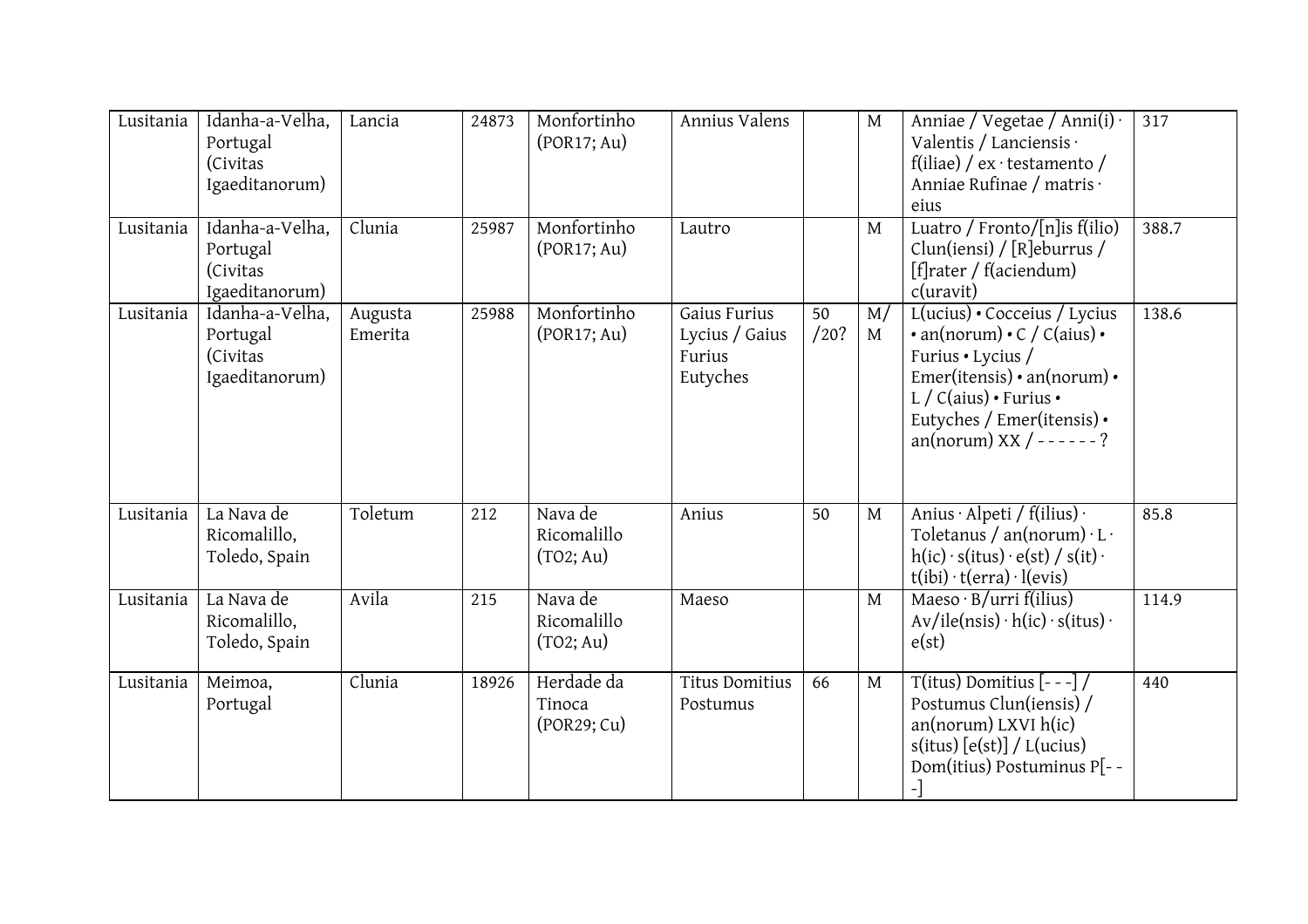| Lusitania | Idanha-a-Velha, Portugal (Civitas Igaeditanorum) | Lancia | 24873 | Monfortinho (POR17; Au) | Annius Valens | | M | Anniae / Vegetae / Anni(i) · Valentis / Lanciensis · f(iliae) / ex · testamento / Anniae Rufinae / matris · eius | 317 |
|---|---|---|---|---|---|---|---|---|---|
| Lusitania | Idanha-a-Velha, Portugal (Civitas Igaeditanorum) | Clunia | 25987 | Monfortinho (POR17; Au) | Lautro | | M | Luatro / Fronto/[n]is f(ilio) Clun(iensi) / [R]eburrus / [f]rater / f(aciendum) c(uravit) | 388.7 |
| Lusitania | Idanha-a-Velha, Portugal (Civitas Igaeditanorum) | Augusta Emerita | 25988 | Monfortinho (POR17; Au) | Gaius Furius Lycius / Gaius Furius Eutyches | 50 /20? | M/ M | L(ucius) • Cocceius / Lycius • an(norum) • C / C(aius) • Furius • Lycius / Emer(itensis) • an(norum) • L / C(aius) • Furius • Eutyches / Emer(itensis) • an(norum) XX / - - - - - - ? | 138.6 |
| Lusitania | La Nava de Ricomalillo, Toledo, Spain | Toletum | 212 | Nava de Ricomalillo (TO2; Au) | Anius | 50 | M | Anius · Alpeti / f(ilius) · Toletanus / an(norum) · L · h(ic) · s(itus) · e(st) / s(it) · t(ibi) · t(erra) · l(evis) | 85.8 |
| Lusitania | La Nava de Ricomalillo, Toledo, Spain | Avila | 215 | Nava de Ricomalillo (TO2; Au) | Maeso | | M | Maeso · B/urri f(ilius) Av/ile(nsis) · h(ic) · s(itus) · e(st) | 114.9 |
| Lusitania | Meimoa, Portugal | Clunia | 18926 | Herdade da Tinoca (POR29; Cu) | Titus Domitius Postumus | 66 | M | T(itus) Domitius [- - -] / Postumus Clun(iensis) / an(norum) LXVI h(ic) s(itus) [e(st)] / L(ucius) Dom(itius) Postuminus P[- - -] | 440 |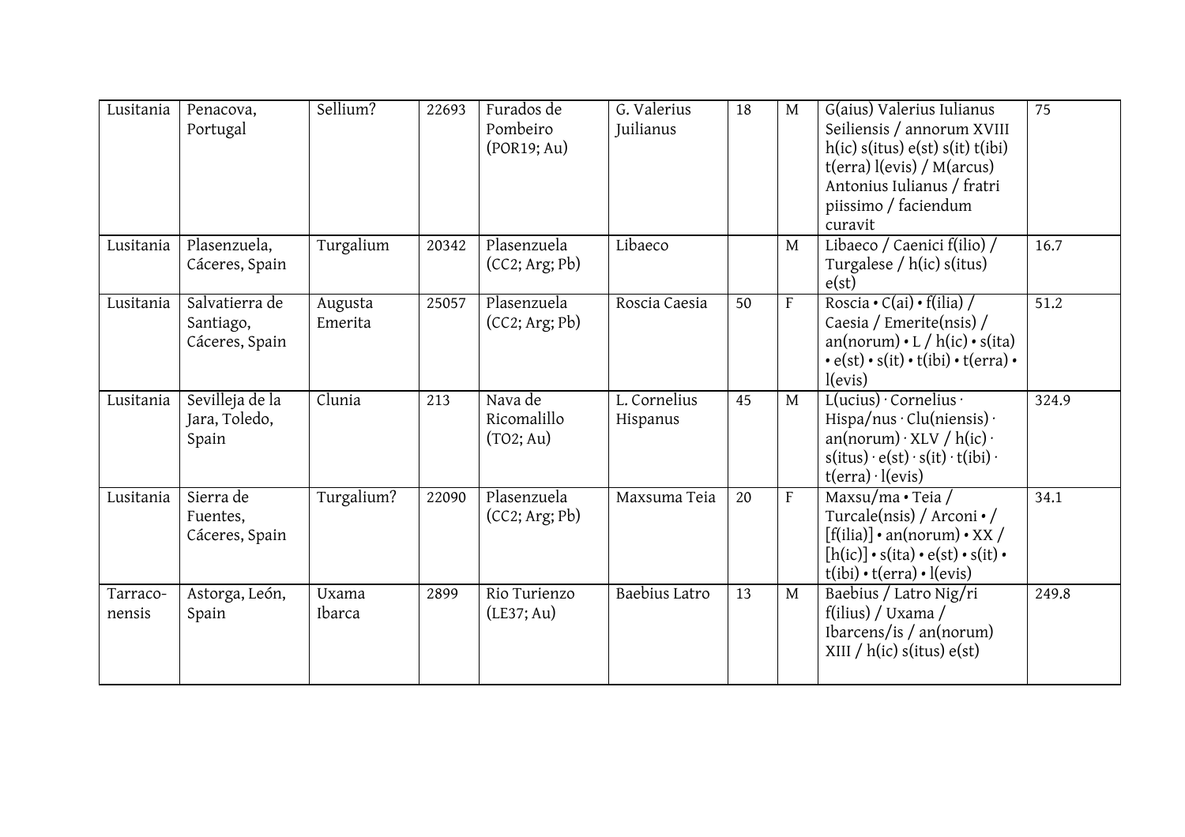| Lusitania | Penacova, Portugal | Sellium? | 22693 | Furados de Pombeiro (POR19; Au) | G. Valerius Juilianus | 18 | M | G(aius) Valerius Iulianus Seiliensis / annorum XVIII h(ic) s(itus) e(st) s(it) t(ibi) t(erra) l(evis) / M(arcus) Antonius Iulianus / fratri piissimo / faciendum curavit | 75 |
|---|---|---|---|---|---|---|---|---|---|
| Lusitania | Plasenzuela, Cáceres, Spain | Turgalium | 20342 | Plasenzuela (CC2; Arg; Pb) | Libaeco | | M | Libaeco / Caenici f(ilio) / Turgalese / h(ic) s(itus) e(st) | 16.7 |
| Lusitania | Salvatierra de Santiago, Cáceres, Spain | Augusta Emerita | 25057 | Plasenzuela (CC2; Arg; Pb) | Roscia Caesia | 50 | F | Roscia • C(ai) • f(ilia) / Caesia / Emerite(nsis) / an(norum) • L / h(ic) • s(ita) • e(st) • s(it) • t(ibi) • t(erra) • l(evis) | 51.2 |
| Lusitania | Sevilleja de la Jara, Toledo, Spain | Clunia | 213 | Nava de Ricomalillo (TO2; Au) | L. Cornelius Hispanus | 45 | M | L(ucius) · Cornelius · Hispa/nus · Clu(niensis) · an(norum) · XLV / h(ic) · s(itus) · e(st) · s(it) · t(ibi) · t(erra) · l(evis) | 324.9 |
| Lusitania | Sierra de Fuentes, Cáceres, Spain | Turgalium? | 22090 | Plasenzuela (CC2; Arg; Pb) | Maxsuma Teia | 20 | F | Maxsu/ma • Teia / Turcale(nsis) / Arconi • / [f(ilia)] • an(norum) • XX / [h(ic)] • s(ita) • e(st) • s(it) • t(ibi) • t(erra) • l(evis) | 34.1 |
| Tarraco-nensis | Astorga, León, Spain | Uxama Ibarca | 2899 | Rio Turienzo (LE37; Au) | Baebius Latro | 13 | M | Baebius / Latro Nig/ri f(ilius) / Uxama / Ibarcens/is / an(norum) XIII / h(ic) s(itus) e(st) | 249.8 |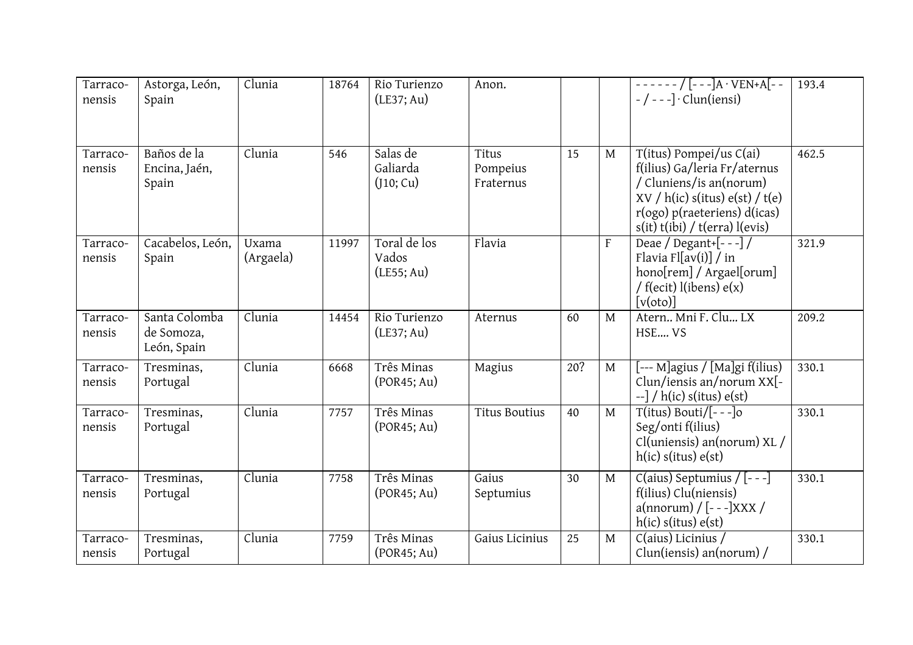| | | | | | | | | | |
|---|---|---|---|---|---|---|---|---|---|
| Tarraco-nensis | Astorga, León, Spain | Clunia | 18764 | Rio Turienzo (LE37; Au) | Anon. | | | - - - - - - / [- - -]A · VEN+A[- - - / - - -] · Clun(iensi) | 193.4 |
| Tarraco-nensis | Baños de la Encina, Jaén, Spain | Clunia | 546 | Salas de Galiarda (J10; Cu) | Titus Pompeius Fraternus | 15 | M | T(itus) Pompei/us C(ai) f(ilius) Ga/leria Fr/aternus / Cluniens/is an(norum) XV / h(ic) s(itus) e(st) / t(e) r(ogo) p(raeteriens) d(icas) s(it) t(ibi) / t(erra) l(evis) | 462.5 |
| Tarraco-nensis | Cacabelos, León, Spain | Uxama (Argaela) | 11997 | Toral de los Vados (LE55; Au) | Flavia | | F | Deae / Degant+[- - -] / Flavia Fl[av(i)] / in hono[rem] / Argael[orum] / f(ecit) l(ibens) e(x) [v(oto)] | 321.9 |
| Tarraco-nensis | Santa Colomba de Somoza, León, Spain | Clunia | 14454 | Rio Turienzo (LE37; Au) | Aternus | 60 | M | Atern.. Mni F. Clu... LX HSE.... VS | 209.2 |
| Tarraco-nensis | Tresminas, Portugal | Clunia | 6668 | Três Minas (POR45; Au) | Magius | 20? | M | [--- M]agius / [Ma]gi f(ilius) Clun/iensis an/norum XX[---] / h(ic) s(itus) e(st) | 330.1 |
| Tarraco-nensis | Tresminas, Portugal | Clunia | 7757 | Três Minas (POR45; Au) | Titus Boutius | 40 | M | T(itus) Bouti/[- - -]o Seg/onti f(ilius) Cl(uniensis) an(norum) XL / h(ic) s(itus) e(st) | 330.1 |
| Tarraco-nensis | Tresminas, Portugal | Clunia | 7758 | Três Minas (POR45; Au) | Gaius Septumius | 30 | M | C(aius) Septumius / [- - -] f(ilius) Clu(niensis) a(nnorum) / [- - -]XXX / h(ic) s(itus) e(st) | 330.1 |
| Tarraco-nensis | Tresminas, Portugal | Clunia | 7759 | Três Minas (POR45; Au) | Gaius Licinius | 25 | M | C(aius) Licinius / Clun(iensis) an(norum) / | 330.1 |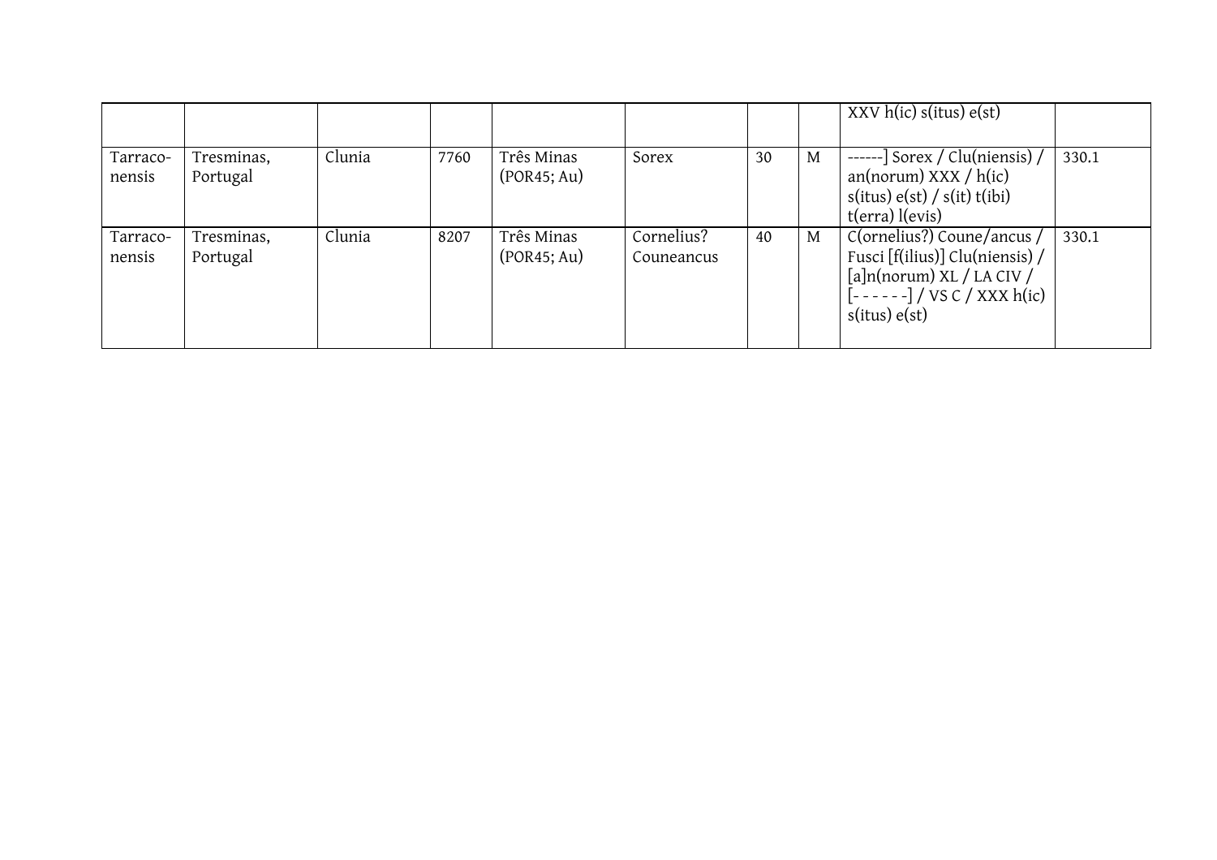| | | | | | | | | | |
|---|---|---|---|---|---|---|---|---|---|
| | | | | | | | | XXV h(ic) s(itus) e(st) | |
| Tarraco-nensis | Tresminas, Portugal | Clunia | 7760 | Três Minas (POR45; Au) | Sorex | 30 | M | ------] Sorex / Clu(niensis) / an(norum) XXX / h(ic) s(itus) e(st) / s(it) t(ibi) t(erra) l(evis) | 330.1 |
| Tarraco-nensis | Tresminas, Portugal | Clunia | 8207 | Três Minas (POR45; Au) | Cornelius? Couneancus | 40 | M | C(ornelius?) Coune/ancus / Fusci [f(ilius)] Clu(niensis) / [a]n(norum) XL / LA CIV / [- - - - - -] / VS C / XXX h(ic) s(itus) e(st) | 330.1 |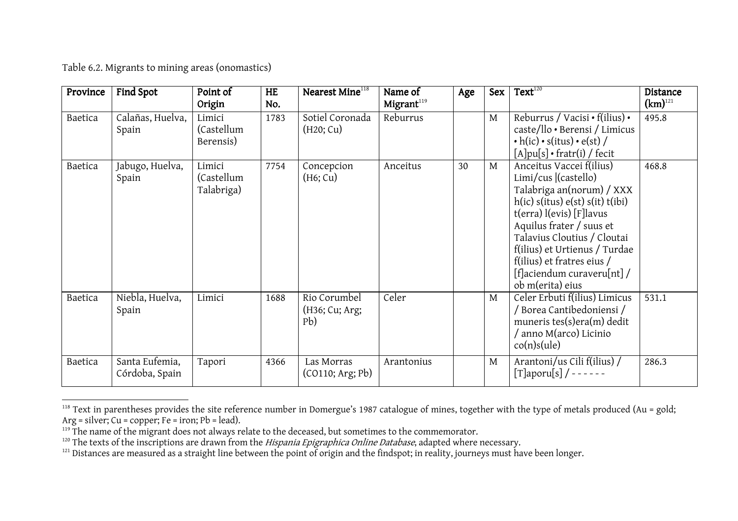Table 6.2. Migrants to mining areas (onomastics)

| Province | Find Spot | Point of Origin | HE No. | Nearest Mine[118] | Name of Migrant[119] | Age | Sex | Text[120] | Distance (km)[121] |
|---|---|---|---|---|---|---|---|---|---|
| Baetica | Calañas, Huelva, Spain | Limici (Castellum Berensis) | 1783 | Sotiel Coronada (H20; Cu) | Reburrus | | M | Reburrus / Vacisi • f(ilius) • caste/llo • Berensi / Limicus • h(ic) • s(itus) • e(st) / [A]pu[s] • fratr(i) / fecit | 495.8 |
| Baetica | Jabugo, Huelva, Spain | Limici (Castellum Talabriga) | 7754 | Concepcion (H6; Cu) | Anceitus | 30 | M | Anceitus Vaccei f(ilius) Limi/cus \|(castello) Talabriga an(norum) / XXX h(ic) s(itus) e(st) s(it) t(ibi) t(erra) l(evis) [F]lavus Aquilus frater / suus et Talavius Cloutius / Cloutai f(ilius) et Urtienus / Turdae f(ilius) et fratres eius / [f]aciendum curaveru[nt] / ob m(erita) eius | 468.8 |
| Baetica | Niebla, Huelva, Spain | Limici | 1688 | Rio Corumbel (H36; Cu; Arg; Pb) | Celer | | M | Celer Erbuti f(ilius) Limicus / Borea Cantibedoniensi / muneris tes(s)era(m) dedit / anno M(arco) Licinio co(n)s(ule) | 531.1 |
| Baetica | Santa Eufemia, Córdoba, Spain | Tapori | 4366 | Las Morras (CO110; Arg; Pb) | Arantonius | | M | Arantoni/us Cili f(ilius) / [T]aporu[s] / - - - - - - | 286.3 |

[118] Text in parentheses provides the site reference number in Domergue's 1987 catalogue of mines, together with the type of metals produced (Au = gold; Arg = silver; Cu = copper; Fe = iron; Pb = lead).

[119] The name of the migrant does not always relate to the deceased, but sometimes to the commemorator.

[120] The texts of the inscriptions are drawn from the *Hispania Epigraphica Online Database*, adapted where necessary.

[121] Distances are measured as a straight line between the point of origin and the findspot; in reality, journeys must have been longer.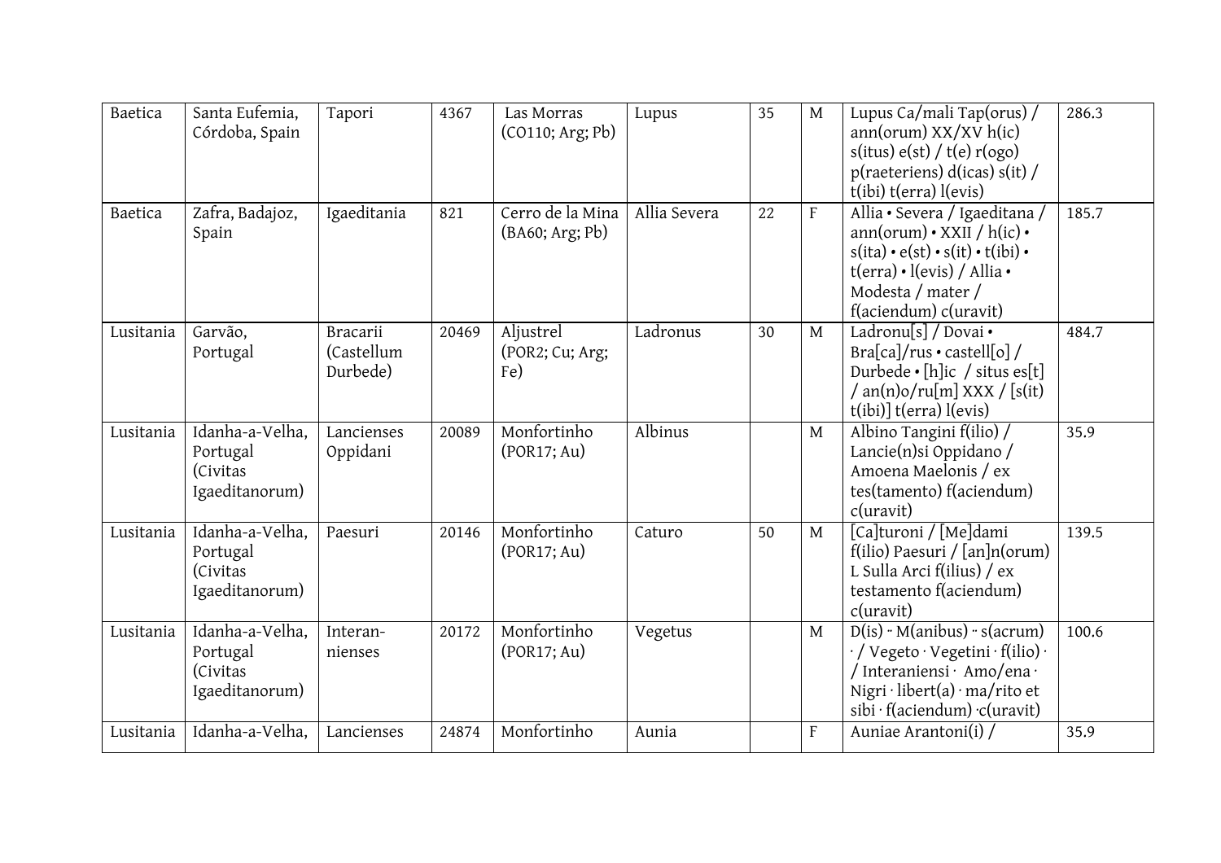| Baetica | Santa Eufemia, Córdoba, Spain | Tapori | 4367 | Las Morras (CO110; Arg; Pb) | Lupus | 35 | M | Lupus Ca/mali Tap(orus) / ann(orum) XX/XV h(ic) s(itus) e(st) / t(e) r(ogo) p(raeteriens) d(icas) s(it) / t(ibi) t(erra) l(evis) | 286.3 |
|---|---|---|---|---|---|---|---|---|---|
| Baetica | Zafra, Badajoz, Spain | Igaeditania | 821 | Cerro de la Mina (BA60; Arg; Pb) | Allia Severa | 22 | F | Allia • Severa / Igaeditana / ann(orum) • XXII / h(ic) • s(ita) • e(st) • s(it) • t(ibi) • t(erra) • l(evis) / Allia • Modesta / mater / f(aciendum) c(uravit) | 185.7 |
| Lusitania | Garvão, Portugal | Bracarii (Castellum Durbede) | 20469 | Aljustrel (POR2; Cu; Arg; Fe) | Ladronus | 30 | M | Ladronu[s] / Dovai • Bra[ca]/rus • castell[o] / Durbede • [h]ic / situs es[t] / an(n)o/ru[m] XXX / [s(it) t(ibi)] t(erra) l(evis) | 484.7 |
| Lusitania | Idanha-a-Velha, Portugal (Civitas Igaeditanorum) | Lancienses Oppidani | 20089 | Monfortinho (POR17; Au) | Albinus | | M | Albino Tangini f(ilio) / Lancie(n)si Oppidano / Amoena Maelonis / ex tes(tamento) f(aciendum) c(uravit) | 35.9 |
| Lusitania | Idanha-a-Velha, Portugal (Civitas Igaeditanorum) | Paesuri | 20146 | Monfortinho (POR17; Au) | Caturo | 50 | M | [Ca]turoni / [Me]dami f(ilio) Paesuri / [an]n(orum) L Sulla Arci f(ilius) / ex testamento f(aciendum) c(uravit) | 139.5 |
| Lusitania | Idanha-a-Velha, Portugal (Civitas Igaeditanorum) | Interan-nienses | 20172 | Monfortinho (POR17; Au) | Vegetus | | M | D(is) ·· M(anibus) ·· s(acrum) · / Vegeto · Vegetini · f(ilio) · / Interaniensi · Amo/ena · Nigri · libert(a) · ma/rito et sibi · f(aciendum) ·c(uravit) | 100.6 |
| Lusitania | Idanha-a-Velha, | Lancienses | 24874 | Monfortinho | Aunia | | F | Auniae Arantoni(i) / | 35.9 |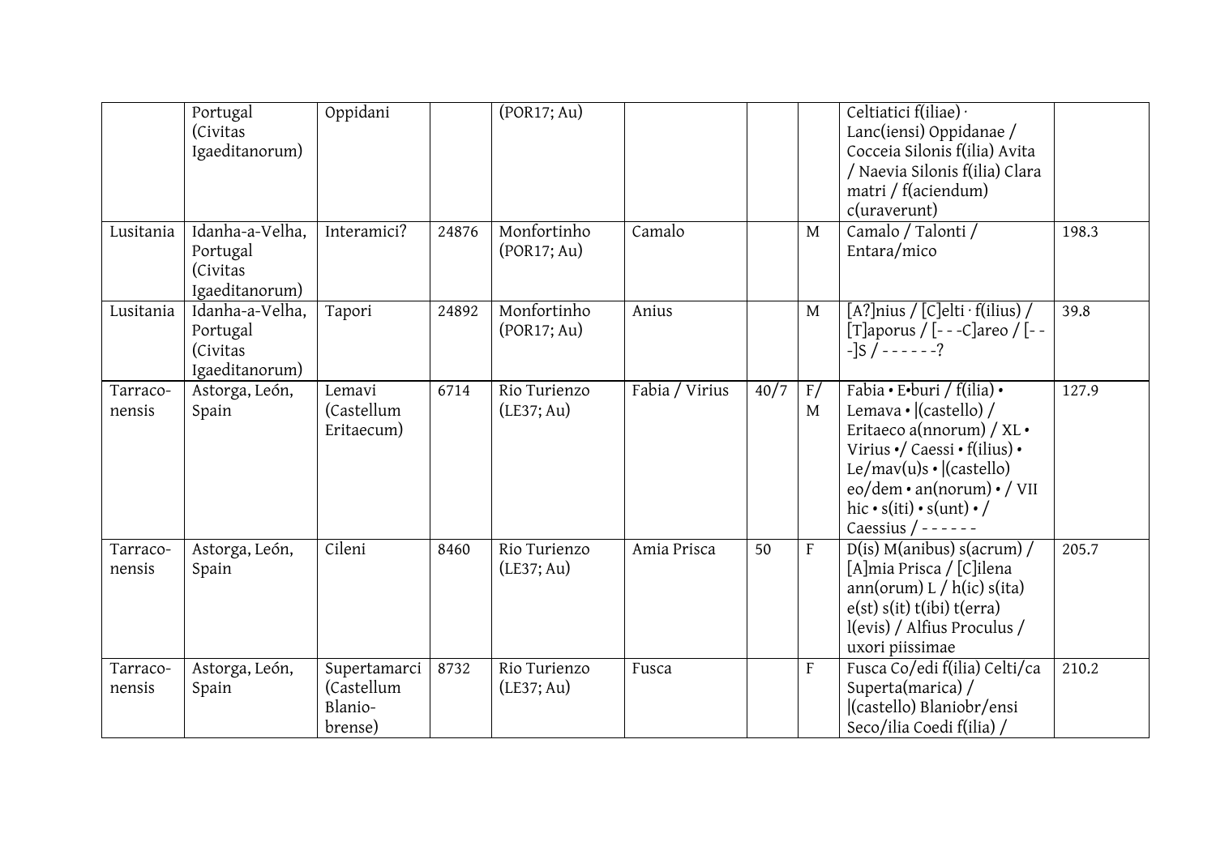| | | | | | | | | | |
|---|---|---|---|---|---|---|---|---|---|
| | Portugal (Civitas Igaeditanorum) | Oppidani | | (POR17; Au) | | | | Celtiatici f(iliae) · Lanc(iensi) Oppidanae / Cocceia Silonis f(ilia) Avita / Naevia Silonis f(ilia) Clara matri / f(aciendum) c(uraverunt) | |
| Lusitania | Idanha-a-Velha, Portugal (Civitas Igaeditanorum) | Interamici? | 24876 | Monfortinho (POR17; Au) | Camalo | | M | Camalo / Talonti / Entara/mico | 198.3 |
| Lusitania | Idanha-a-Velha, Portugal (Civitas Igaeditanorum) | Tapori | 24892 | Monfortinho (POR17; Au) | Anius | | M | [A?]nius / [C]elti · f(ilius) / [T]aporus / [- - -C]areo / [- - -]S / - - - - - -? | 39.8 |
| Tarraco-nensis | Astorga, León, Spain | Lemavi (Castellum Eritaecum) | 6714 | Rio Turienzo (LE37; Au) | Fabia / Virius | 40/7 | F/ M | Fabia • E•buri / f(ilia) • Lemava • \|(castello) / Eritaeco a(nnorum) / XL • Virius •/ Caessi • f(ilius) • Le/mav(u)s • \|(castello) eo/dem • an(norum) • / VII hic • s(iti) • s(unt) • / Caessius / - - - - - - | 127.9 |
| Tarraco-nensis | Astorga, León, Spain | Cileni | 8460 | Rio Turienzo (LE37; Au) | Amia Prisca | 50 | F | D(is) M(anibus) s(acrum) / [A]mia Prisca / [C]ilena ann(orum) L / h(ic) s(ita) e(st) s(it) t(ibi) t(erra) l(evis) / Alfius Proculus / uxori piissimae | 205.7 |
| Tarraco-nensis | Astorga, León, Spain | Supertamarci (Castellum Blanio-brense) | 8732 | Rio Turienzo (LE37; Au) | Fusca | | F | Fusca Co/edi f(ilia) Celti/ca Superta(marica) / \|(castello) Blaniobr/ensi Seco/ilia Coedi f(ilia) / | 210.2 |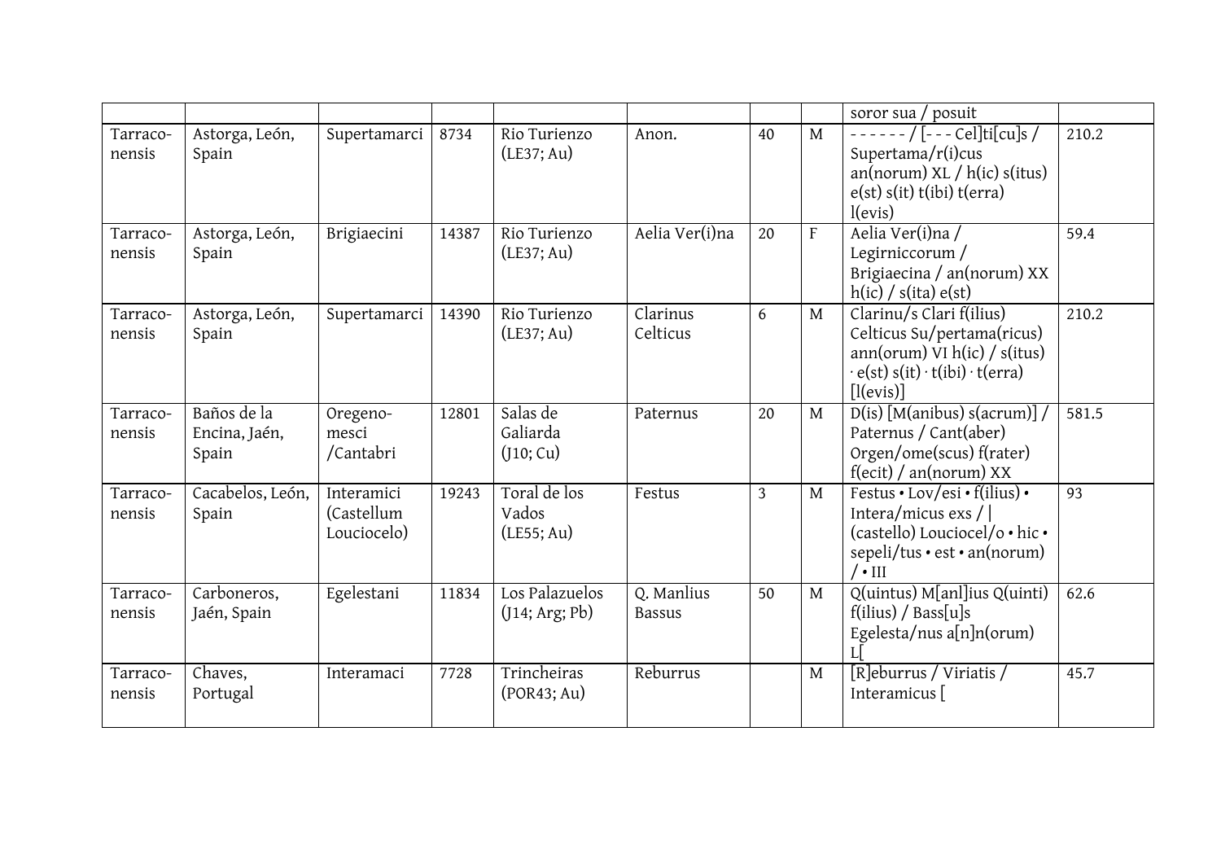| | | | | | | | | soror sua / posuit | |
|---|---|---|---|---|---|---|---|---|---|
| Tarraco-nensis | Astorga, León, Spain | Supertamarci | 8734 | Rio Turienzo (LE37; Au) | Anon. | 40 | M | - - - - - - / [- - - Cel]ti[cu]s / Supertama/r(i)cus an(norum) XL / h(ic) s(itus) e(st) s(it) t(ibi) t(erra) l(evis) | 210.2 |
| Tarraco-nensis | Astorga, León, Spain | Brigiaecini | 14387 | Rio Turienzo (LE37; Au) | Aelia Ver(i)na | 20 | F | Aelia Ver(i)na / Legirniccorum / Brigiaecina / an(norum) XX h(ic) / s(ita) e(st) | 59.4 |
| Tarraco-nensis | Astorga, León, Spain | Supertamarci | 14390 | Rio Turienzo (LE37; Au) | Clarinus Celticus | 6 | M | Clarinu/s Clari f(ilius) Celticus Su/pertama(ricus) ann(orum) VI h(ic) / s(itus) · e(st) s(it) · t(ibi) · t(erra) [l(evis)] | 210.2 |
| Tarraco-nensis | Baños de la Encina, Jaén, Spain | Oregeno-mesci /Cantabri | 12801 | Salas de Galiarda (J10; Cu) | Paternus | 20 | M | D(is) [M(anibus) s(acrum)] / Paternus / Cant(aber) Orgen/ome(scus) f(rater) f(ecit) / an(norum) XX | 581.5 |
| Tarraco-nensis | Cacabelos, León, Spain | Interamici (Castellum Louciocelo) | 19243 | Toral de los Vados (LE55; Au) | Festus | 3 | M | Festus • Lov/esi • f(ilius) • Intera/micus exs / \| (castello) Louciocel/o • hic • sepeli/tus • est • an(norum) / • III | 93 |
| Tarraco-nensis | Carboneros, Jaén, Spain | Egelestani | 11834 | Los Palazuelos (J14; Arg; Pb) | Q. Manlius Bassus | 50 | M | Q(uintus) M[anl]ius Q(uinti) f(ilius) / Bass[u]s Egelesta/nus a[n]n(orum) L[ | 62.6 |
| Tarraco-nensis | Chaves, Portugal | Interamaci | 7728 | Trincheiras (POR43; Au) | Reburrus | | M | [R]eburrus / Viriatis / Interamicus [ | 45.7 |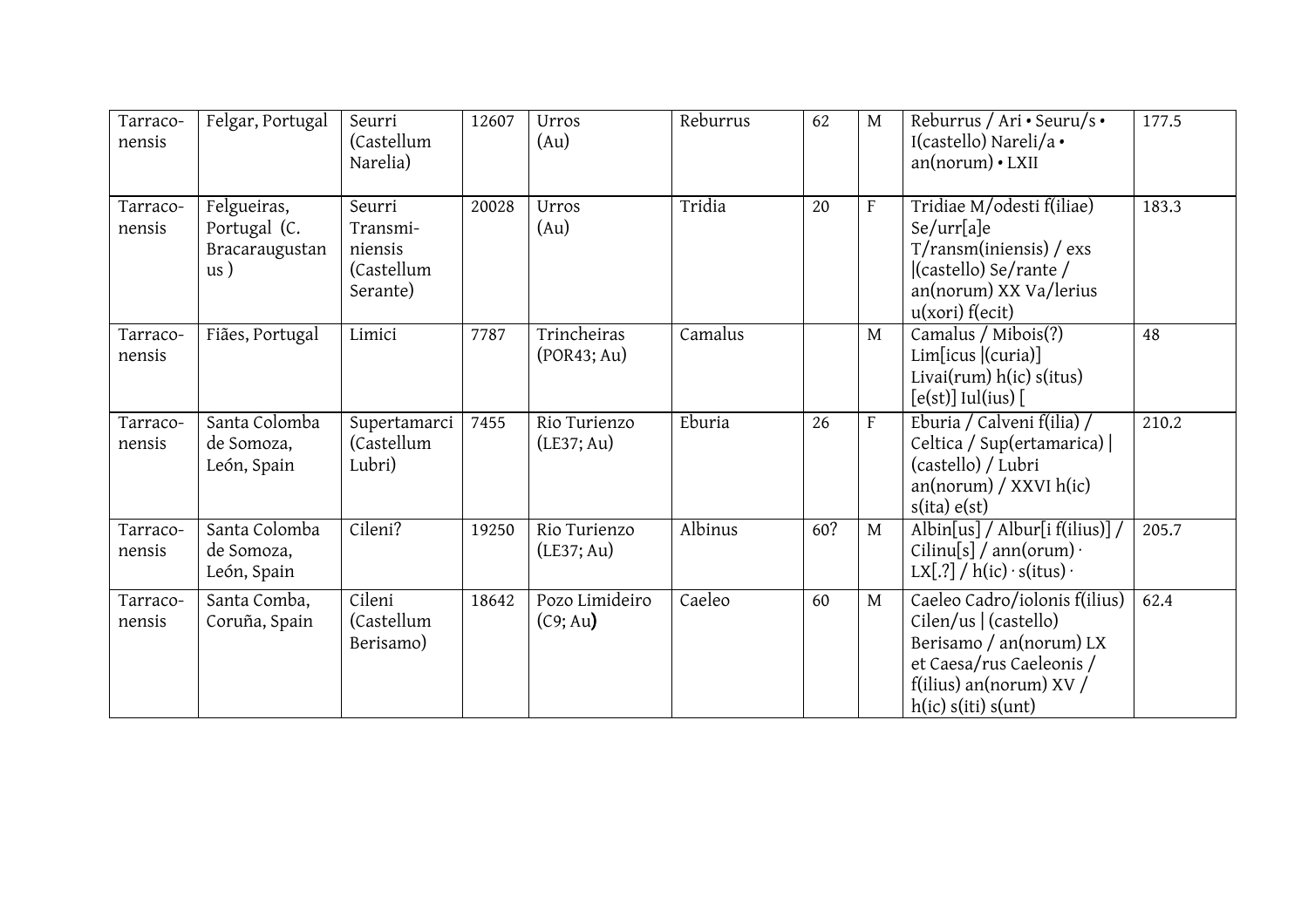| Tarraconensis | Felgar, Portugal | Seurri (Castellum Narelia) | 12607 | Urros (Au) | Reburrus | 62 | M | Reburrus / Ari • Seuru/s • I(castello) Nareli/a • an(norum) • LXII | 177.5 |
|---|---|---|---|---|---|---|---|---|---|
| Tarraconensis | Felgueiras, Portugal (C. Bracaraugustanus ) | Seurri Transminiensis (Castellum Serante) | 20028 | Urros (Au) | Tridia | 20 | F | Tridiae M/odesti f(iliae) Se/urr[a]e T/ransm(iniensis) / exs \|(castello) Se/rante / an(norum) XX Va/lerius u(xori) f(ecit) | 183.3 |
| Tarraconensis | Fiães, Portugal | Limici | 7787 | Trincheiras (POR43; Au) | Camalus | | M | Camalus / Mibois(?) Lim[icus \|(curia)] Livai(rum) h(ic) s(itus) [e(st)] Iul(ius) [ | 48 |
| Tarraconensis | Santa Colomba de Somoza, León, Spain | Supertamarci (Castellum Lubri) | 7455 | Rio Turienzo (LE37; Au) | Eburia | 26 | F | Eburia / Calveni f(ilia) / Celtica / Sup(ertamarica) \| (castello) / Lubri an(norum) / XXVI h(ic) s(ita) e(st) | 210.2 |
| Tarraconensis | Santa Colomba de Somoza, León, Spain | Cileni? | 19250 | Rio Turienzo (LE37; Au) | Albinus | 60? | M | Albin[us] / Albur[i f(ilius)] / Cilinu[s] / ann(orum) · LX[.?] / h(ic) · s(itus) · | 205.7 |
| Tarraconensis | Santa Comba, Coruña, Spain | Cileni (Castellum Berisamo) | 18642 | Pozo Limideiro (C9; Au**)** | Caeleo | 60 | M | Caeleo Cadro/iolonis f(ilius) Cilen/us \| (castello) Berisamo / an(norum) LX et Caesa/rus Caeleonis / f(ilius) an(norum) XV / h(ic) s(iti) s(unt) | 62.4 |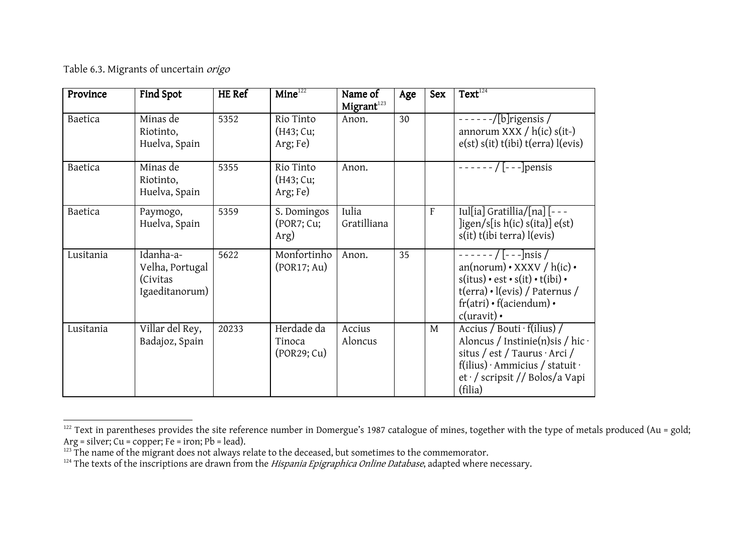Table 6.3. Migrants of uncertain *origo*

| Province | Find Spot | HE Ref | Mine[122] | Name of Migrant[123] | Age | Sex | Text[124] |
|---|---|---|---|---|---|---|---|
| Baetica | Minas de Riotinto, Huelva, Spain | 5352 | Rio Tinto (H43; Cu; Arg; Fe) | Anon. | 30 | | ------/[b]rigensis / annorum XXX / h(ic) s(it-) e(st) s(it) t(ibi) t(erra) l(evis) |
| Baetica | Minas de Riotinto, Huelva, Spain | 5355 | Rio Tinto (H43; Cu; Arg; Fe) | Anon. | | | ------ / [---]pensis |
| Baetica | Paymogo, Huelva, Spain | 5359 | S. Domingos (POR7; Cu; Arg) | Iulia Gratilliana | | F | Iul[ia] Gratillia/[na] [---]igen/s[is h(ic) s(ita)] e(st) s(it) t(ibi terra) l(evis) |
| Lusitania | Idanha-a-Velha, Portugal (Civitas Igaeditanorum) | 5622 | Monfortinho (POR17; Au) | Anon. | 35 | | ------ / [---]nsis / an(norum) • XXXV / h(ic) • s(itus) • est • s(it) • t(ibi) • t(erra) • l(evis) / Paternus / fr(atri) • f(aciendum) • c(uravit) • |
| Lusitania | Villar del Rey, Badajoz, Spain | 20233 | Herdade da Tinoca (POR29; Cu) | Accius Aloncus | | M | Accius / Bouti · f(ilius) / Aloncus / Instinie(n)sis / hic · situs / est / Taurus · Arci / f(ilius) · Ammicius / statuit · et · / scripsit // Bolos/a Vapi (filia) |

[122] Text in parentheses provides the site reference number in Domergue's 1987 catalogue of mines, together with the type of metals produced (Au = gold; Arg = silver; Cu = copper; Fe = iron; Pb = lead).

[123] The name of the migrant does not always relate to the deceased, but sometimes to the commemorator.

[124] The texts of the inscriptions are drawn from the *Hispania Epigraphica Online Database*, adapted where necessary.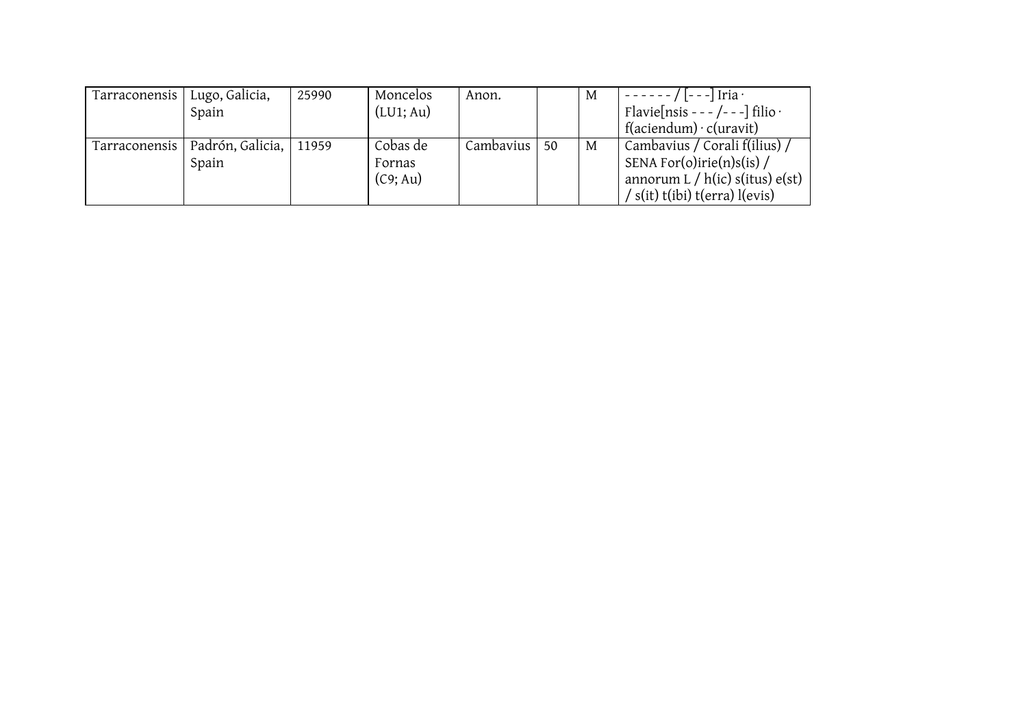| | | | | | | | |
|---|---|---|---|---|---|---|---|
| Tarraconensis | Lugo, Galicia, Spain | 25990 | Moncelos (LU1; Au) | Anon. | | M | - - - - - - / [- - -] Iria · Flavie[nsis - - - /- - -] filio · f(aciendum) · c(uravit) |
| Tarraconensis | Padrón, Galicia, Spain | 11959 | Cobas de Fornas (C9; Au) | Cambavius | 50 | M | Cambavius / Corali f(ilius) / SENA For(o)irie(n)s(is) / annorum L / h(ic) s(itus) e(st) / s(it) t(ibi) t(erra) l(evis) |